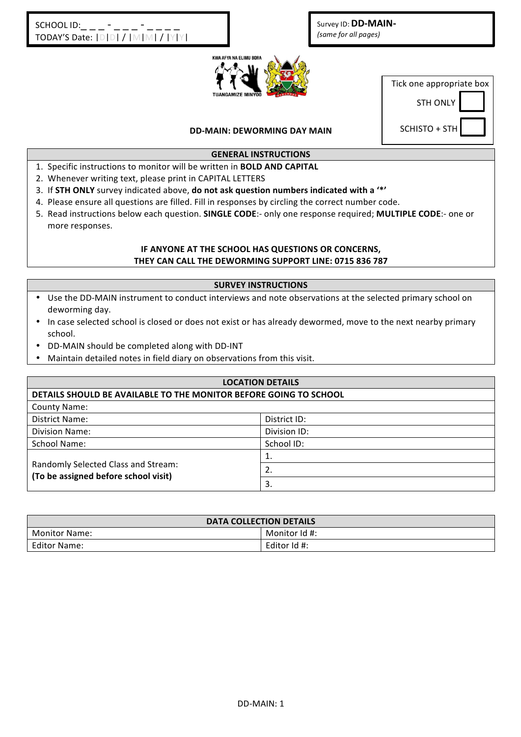SCHOOL ID:_ _ _ - _ _ _ - _ _ _ _
TODAY'S Date: |D|D| / |M|M| / |Y|Y|

Survey ID: **DD-MAIN-**
*(same for all pages)*

KWA AFYA NA ELIMU BORA
TUANGAMIZE MINYOO

Tick one appropriate box

STH ONLY ☐

SCHISTO + STH ☐

## DD-MAIN: DEWORMING DAY MAIN

| GENERAL INSTRUCTIONS |
|---|

1. Specific instructions to monitor will be written in **BOLD AND CAPITAL**
2. Whenever writing text, please print in CAPITAL LETTERS
3. If **STH ONLY** survey indicated above, **do not ask question numbers indicated with a '*'**
4. Please ensure all questions are filled. Fill in responses by circling the correct number code.
5. Read instructions below each question. **SINGLE CODE**:- only one response required; **MULTIPLE CODE**:- one or more responses.

**IF ANYONE AT THE SCHOOL HAS QUESTIONS OR CONCERNS, THEY CAN CALL THE DEWORMING SUPPORT LINE: 0715 836 787**

| SURVEY INSTRUCTIONS |
|---|

- Use the DD-MAIN instrument to conduct interviews and note observations at the selected primary school on deworming day.
- In case selected school is closed or does not exist or has already dewormed, move to the next nearby primary school.
- DD-MAIN should be completed along with DD-INT
- Maintain detailed notes in field diary on observations from this visit.

| LOCATION DETAILS | |
|---|---|
| **DETAILS SHOULD BE AVAILABLE TO THE MONITOR BEFORE GOING TO SCHOOL** | |
| County Name: | |
| District Name: | District ID: |
| Division Name: | Division ID: |
| School Name: | School ID: |
| Randomly Selected Class and Stream: **(To be assigned before school visit)** | 1. |
| | 2. |
| | 3. |

| DATA COLLECTION DETAILS | |
|---|---|
| Monitor Name: | Monitor Id #: |
| Editor Name: | Editor Id #: |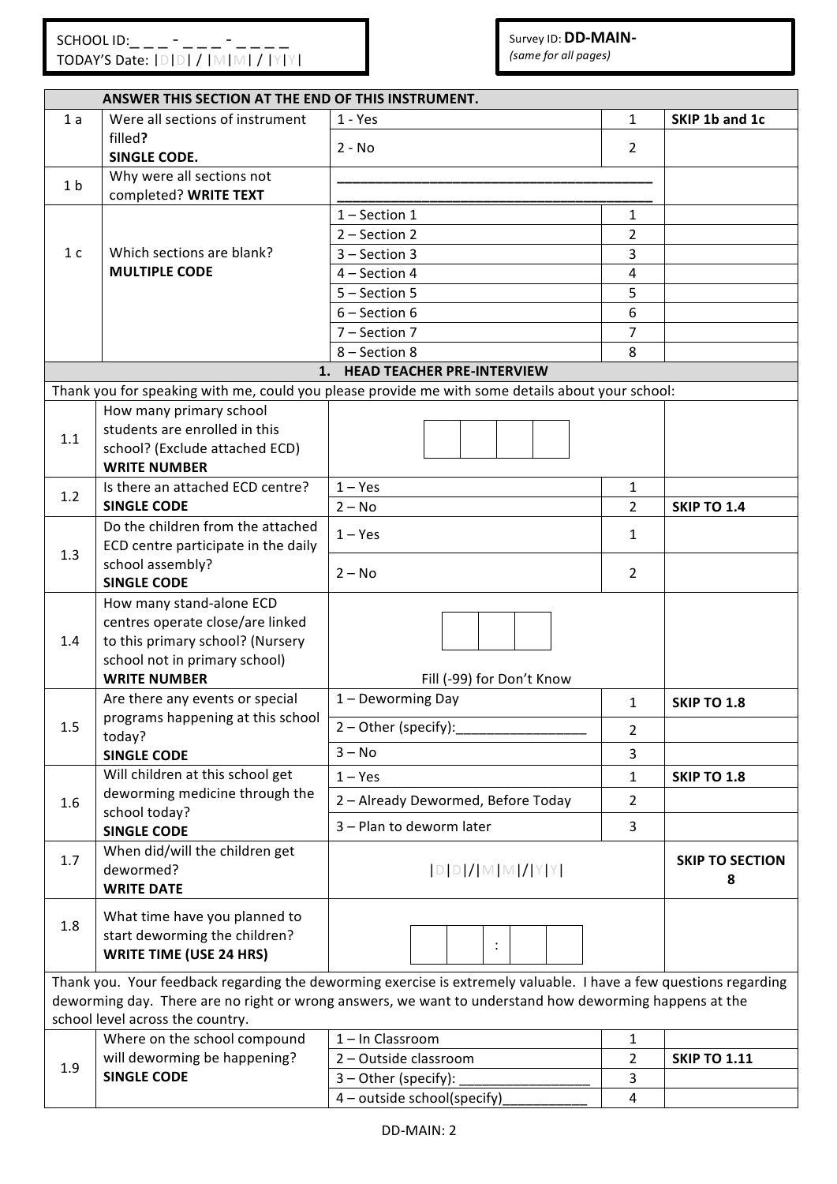SCHOOL ID:_ _ _ - _ _ _ - _ _ _ _
TODAY'S Date: |D|D| / |M|M| / |Y|Y|

Survey ID: **DD-MAIN-**
*(same for all pages)*

| | **ANSWER THIS SECTION AT THE END OF THIS INSTRUMENT.** | | | |
|---|---|---|---|---|
| 1 a | Were all sections of instrument filled? **SINGLE CODE.** | 1 - Yes | 1 | **SKIP 1b and 1c** |
| | | 2 - No | 2 | |
| 1 b | Why were all sections not completed? **WRITE TEXT** | ___________________________ | | |
| 1 c | Which sections are blank? **MULTIPLE CODE** | 1 – Section 1 | 1 | |
| | | 2 – Section 2 | 2 | |
| | | 3 – Section 3 | 3 | |
| | | 4 – Section 4 | 4 | |
| | | 5 – Section 5 | 5 | |
| | | 6 – Section 6 | 6 | |
| | | 7 – Section 7 | 7 | |
| | | 8 – Section 8 | 8 | |

## 1. HEAD TEACHER PRE-INTERVIEW

Thank you for speaking with me, could you please provide me with some details about your school:

| | | | | |
|---|---|---|---|---|
| 1.1 | How many primary school students are enrolled in this school? (Exclude attached ECD) **WRITE NUMBER** | [ ][ ][ ][ ] | | |
| 1.2 | Is there an attached ECD centre? **SINGLE CODE** | 1 – Yes | 1 | |
| | | 2 – No | 2 | **SKIP TO 1.4** |
| 1.3 | Do the children from the attached ECD centre participate in the daily school assembly? **SINGLE CODE** | 1 – Yes | 1 | |
| | | 2 – No | 2 | |
| 1.4 | How many stand-alone ECD centres operate close/are linked to this primary school? (Nursery school not in primary school) **WRITE NUMBER** | [ ][ ][ ] Fill (-99) for Don't Know | | |
| 1.5 | Are there any events or special programs happening at this school today? **SINGLE CODE** | 1 – Deworming Day | 1 | **SKIP TO 1.8** |
| | | 2 – Other (specify):_______________ | 2 | |
| | | 3 – No | 3 | |
| 1.6 | Will children at this school get deworming medicine through the school today? **SINGLE CODE** | 1 – Yes | 1 | **SKIP TO 1.8** |
| | | 2 – Already Dewormed, Before Today | 2 | |
| | | 3 – Plan to deworm later | 3 | |
| 1.7 | When did/will the children get dewormed? **WRITE DATE** | \|D\|D\|/\|M\|M\|/\|Y\|Y\| | | **SKIP TO SECTION 8** |
| 1.8 | What time have you planned to start deworming the children? **WRITE TIME (USE 24 HRS)** | [ ][ ] : [ ][ ] | | |

Thank you. Your feedback regarding the deworming exercise is extremely valuable. I have a few questions regarding deworming day. There are no right or wrong answers, we want to understand how deworming happens at the school level across the country.

| | | | | |
|---|---|---|---|---|
| 1.9 | Where on the school compound will deworming be happening? **SINGLE CODE** | 1 – In Classroom | 1 | |
| | | 2 – Outside classroom | 2 | **SKIP TO 1.11** |
| | | 3 – Other (specify): _______________ | 3 | |
| | | 4 – outside school(specify)__________ | 4 | |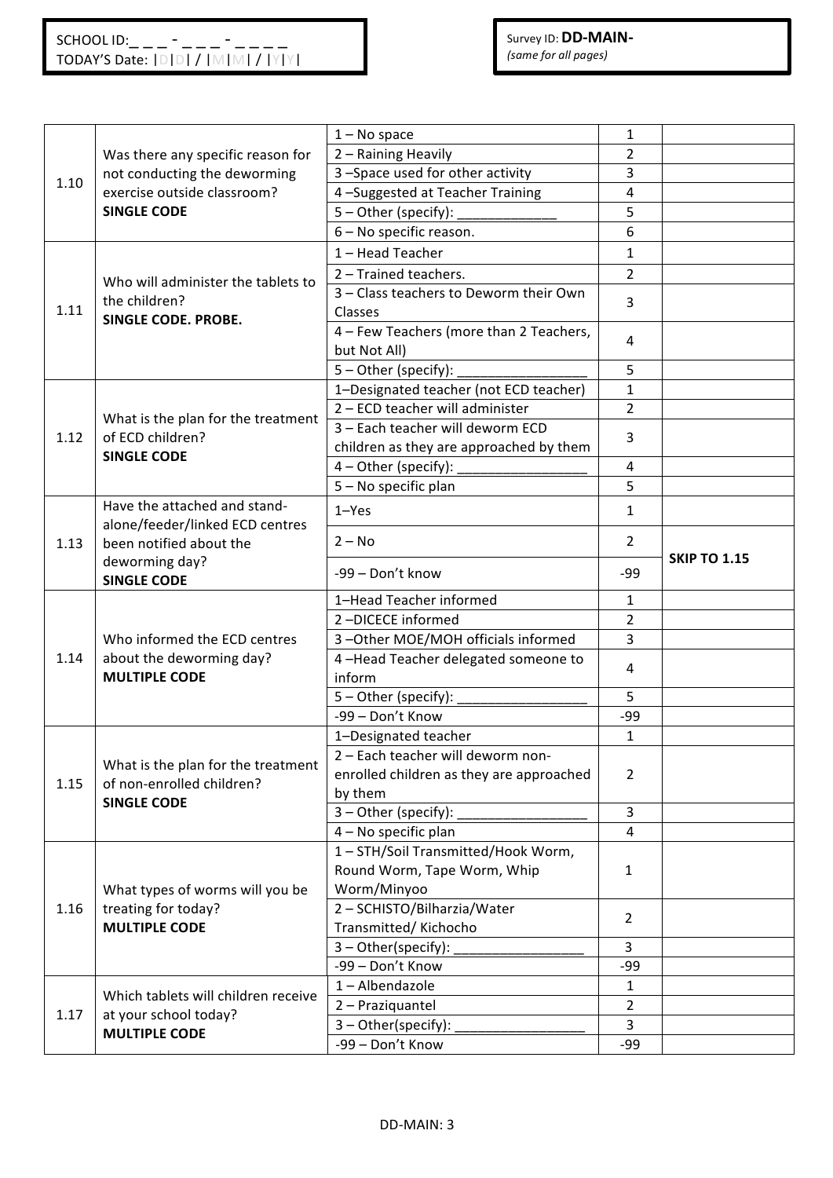SCHOOL ID: _ _ _ - _ _ _ - _ _ _ _
TODAY'S Date: |D|D| / |M|M| / |Y|Y|

Survey ID: **DD-MAIN-**
*(same for all pages)*

| | | | | |
|---|---|---|---|---|
| 1.10 | Was there any specific reason for not conducting the deworming exercise outside classroom? **SINGLE CODE** | 1 – No space | 1 | |
| | | 2 – Raining Heavily | 2 | |
| | | 3 –Space used for other activity | 3 | |
| | | 4 –Suggested at Teacher Training | 4 | |
| | | 5 – Other (specify): _____________ | 5 | |
| | | 6 – No specific reason. | 6 | |
| 1.11 | Who will administer the tablets to the children? **SINGLE CODE. PROBE.** | 1 – Head Teacher | 1 | |
| | | 2 – Trained teachers. | 2 | |
| | | 3 – Class teachers to Deworm their Own Classes | 3 | |
| | | 4 – Few Teachers (more than 2 Teachers, but Not All) | 4 | |
| | | 5 – Other (specify): _________________ | 5 | |
| 1.12 | What is the plan for the treatment of ECD children? **SINGLE CODE** | 1–Designated teacher (not ECD teacher) | 1 | |
| | | 2 – ECD teacher will administer | 2 | |
| | | 3 – Each teacher will deworm ECD children as they are approached by them | 3 | |
| | | 4 – Other (specify): _________________ | 4 | |
| | | 5 – No specific plan | 5 | |
| 1.13 | Have the attached and stand-alone/feeder/linked ECD centres been notified about the deworming day? **SINGLE CODE** | 1–Yes | 1 | |
| | | 2 – No | 2 | **SKIP TO 1.15** |
| | | -99 – Don't know | -99 | |
| 1.14 | Who informed the ECD centres about the deworming day? **MULTIPLE CODE** | 1–Head Teacher informed | 1 | |
| | | 2 –DICECE informed | 2 | |
| | | 3 –Other MOE/MOH officials informed | 3 | |
| | | 4 –Head Teacher delegated someone to inform | 4 | |
| | | 5 – Other (specify): _________________ | 5 | |
| | | -99 – Don't Know | -99 | |
| 1.15 | What is the plan for the treatment of non-enrolled children? **SINGLE CODE** | 1–Designated teacher | 1 | |
| | | 2 – Each teacher will deworm non-enrolled children as they are approached by them | 2 | |
| | | 3 – Other (specify): _________________ | 3 | |
| | | 4 – No specific plan | 4 | |
| 1.16 | What types of worms will you be treating for today? **MULTIPLE CODE** | 1 – STH/Soil Transmitted/Hook Worm, Round Worm, Tape Worm, Whip Worm/Minyoo | 1 | |
| | | 2 – SCHISTO/Bilharzia/Water Transmitted/ Kichocho | 2 | |
| | | 3 – Other(specify): _________________ | 3 | |
| | | -99 – Don't Know | -99 | |
| 1.17 | Which tablets will children receive at your school today? **MULTIPLE CODE** | 1 – Albendazole | 1 | |
| | | 2 – Praziquantel | 2 | |
| | | 3 – Other(specify): _________________ | 3 | |
| | | -99 – Don't Know | -99 | |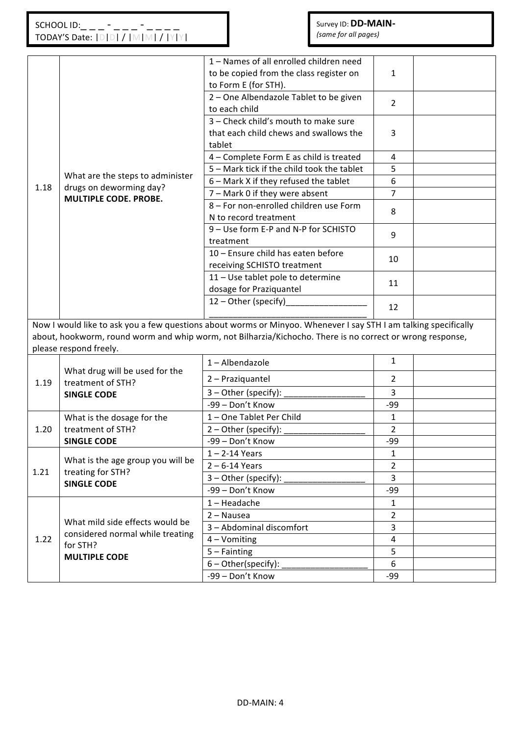SCHOOL ID:_ _ _ - _ _ _ - _ _ _ _
TODAY'S Date: |D|D| / |M|M| / |Y|Y|

Survey ID: **DD-MAIN-**
*(same for all pages)*

| | | | | |
|---|---|---|---|---|
| 1.18 | What are the steps to administer drugs on deworming day? **MULTIPLE CODE. PROBE.** | 1 – Names of all enrolled children need to be copied from the class register on to Form E (for STH). | 1 | |
| | | 2 – One Albendazole Tablet to be given to each child | 2 | |
| | | 3 – Check child's mouth to make sure that each child chews and swallows the tablet | 3 | |
| | | 4 – Complete Form E as child is treated | 4 | |
| | | 5 – Mark tick if the child took the tablet | 5 | |
| | | 6 – Mark X if they refused the tablet | 6 | |
| | | 7 – Mark 0 if they were absent | 7 | |
| | | 8 – For non-enrolled children use Form N to record treatment | 8 | |
| | | 9 – Use form E-P and N-P for SCHISTO treatment | 9 | |
| | | 10 – Ensure child has eaten before receiving SCHISTO treatment | 10 | |
| | | 11 – Use tablet pole to determine dosage for Praziquantel | 11 | |
| | | 12 – Other (specify)_________________ ________________________________ | 12 | |

Now I would like to ask you a few questions about worms or Minyoo. Whenever I say STH I am talking specifically about, hookworm, round worm and whip worm, not Bilharzia/Kichocho. There is no correct or wrong response, please respond freely.

| | | | | |
|---|---|---|---|---|
| 1.19 | What drug will be used for the treatment of STH? **SINGLE CODE** | 1 – Albendazole | 1 | |
| | | 2 – Praziquantel | 2 | |
| | | 3 – Other (specify): _________________ | 3 | |
| | | -99 – Don't Know | -99 | |
| 1.20 | What is the dosage for the treatment of STH? **SINGLE CODE** | 1 – One Tablet Per Child | 1 | |
| | | 2 – Other (specify): _________________ | 2 | |
| | | -99 – Don't Know | -99 | |
| 1.21 | What is the age group you will be treating for STH? **SINGLE CODE** | 1 – 2-14 Years | 1 | |
| | | 2 – 6-14 Years | 2 | |
| | | 3 – Other (specify): _________________ | 3 | |
| | | -99 – Don't Know | -99 | |
| 1.22 | What mild side effects would be considered normal while treating for STH? **MULTIPLE CODE** | 1 – Headache | 1 | |
| | | 2 – Nausea | 2 | |
| | | 3 – Abdominal discomfort | 3 | |
| | | 4 – Vomiting | 4 | |
| | | 5 – Fainting | 5 | |
| | | 6 – Other(specify): __________________ | 6 | |
| | | -99 – Don't Know | -99 | |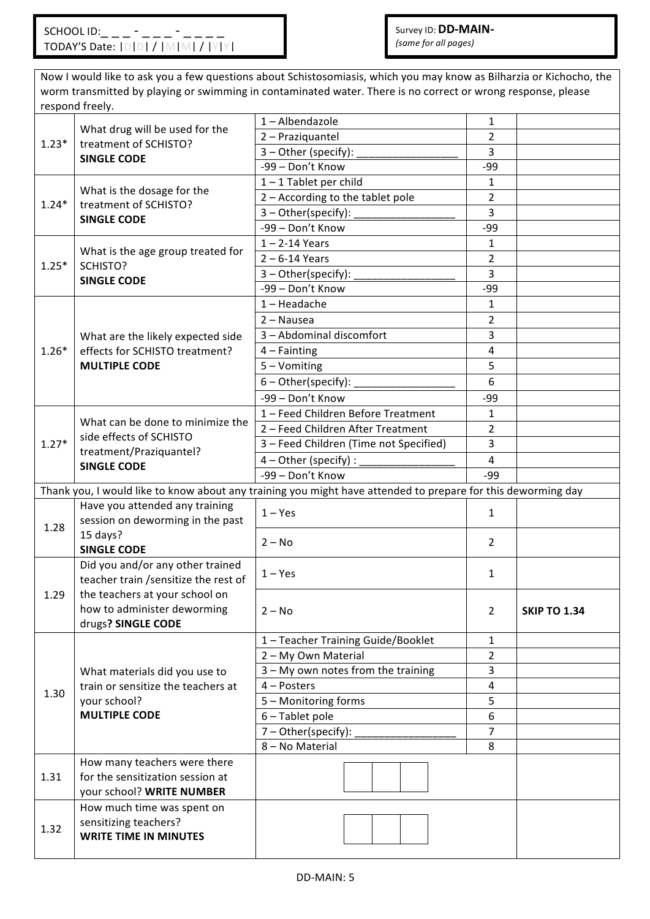SCHOOL ID: _ _ _ - _ _ _ - _ _ _ _
TODAY'S Date: |D|D| / |M|M| / |Y|Y|

Survey ID: **DD-MAIN-**
*(same for all pages)*

Now I would like to ask you a few questions about Schistosomiasis, which you may know as Bilharzia or Kichocho, the worm transmitted by playing or swimming in contaminated water. There is no correct or wrong response, please respond freely.

| No. | Question | Response | Code | Skip |
|---|---|---|---|---|
| 1.23* | What drug will be used for the treatment of SCHISTO? **SINGLE CODE** | 1 – Albendazole | 1 | |
| | | 2 – Praziquantel | 2 | |
| | | 3 – Other (specify): ________________ | 3 | |
| | | -99 – Don't Know | -99 | |
| 1.24* | What is the dosage for the treatment of SCHISTO? **SINGLE CODE** | 1 – 1 Tablet per child | 1 | |
| | | 2 – According to the tablet pole | 2 | |
| | | 3 – Other(specify): ________________ | 3 | |
| | | -99 – Don't Know | -99 | |
| 1.25* | What is the age group treated for SCHISTO? **SINGLE CODE** | 1 – 2-14 Years | 1 | |
| | | 2 – 6-14 Years | 2 | |
| | | 3 – Other(specify): ________________ | 3 | |
| | | -99 – Don't Know | -99 | |
| 1.26* | What are the likely expected side effects for SCHISTO treatment? **MULTIPLE CODE** | 1 – Headache | 1 | |
| | | 2 – Nausea | 2 | |
| | | 3 – Abdominal discomfort | 3 | |
| | | 4 – Fainting | 4 | |
| | | 5 – Vomiting | 5 | |
| | | 6 – Other(specify): ________________ | 6 | |
| | | -99 – Don't Know | -99 | |
| 1.27* | What can be done to minimize the side effects of SCHISTO treatment/Praziquantel? **SINGLE CODE** | 1 – Feed Children Before Treatment | 1 | |
| | | 2 – Feed Children After Treatment | 2 | |
| | | 3 – Feed Children (Time not Specified) | 3 | |
| | | 4 – Other (specify) : ________________ | 4 | |
| | | -99 – Don't Know | -99 | |

Thank you, I would like to know about any training you might have attended to prepare for this deworming day

| No. | Question | Response | Code | Skip |
|---|---|---|---|---|
| 1.28 | Have you attended any training session on deworming in the past 15 days? **SINGLE CODE** | 1 – Yes | 1 | |
| | | 2 – No | 2 | |
| 1.29 | Did you and/or any other trained teacher train /sensitize the rest of the teachers at your school on how to administer deworming drugs? **SINGLE CODE** | 1 – Yes | 1 | |
| | | 2 – No | 2 | **SKIP TO 1.34** |
| 1.30 | What materials did you use to train or sensitize the teachers at your school? **MULTIPLE CODE** | 1 – Teacher Training Guide/Booklet | 1 | |
| | | 2 – My Own Material | 2 | |
| | | 3 – My own notes from the training | 3 | |
| | | 4 – Posters | 4 | |
| | | 5 – Monitoring forms | 5 | |
| | | 6 – Tablet pole | 6 | |
| | | 7 – Other(specify): ________________ | 7 | |
| | | 8 – No Material | 8 | |
| 1.31 | How many teachers were there for the sensitization session at your school? **WRITE NUMBER** | [ ][ ][ ] | | |
| 1.32 | How much time was spent on sensitizing teachers? **WRITE TIME IN MINUTES** | [ ][ ][ ] | | |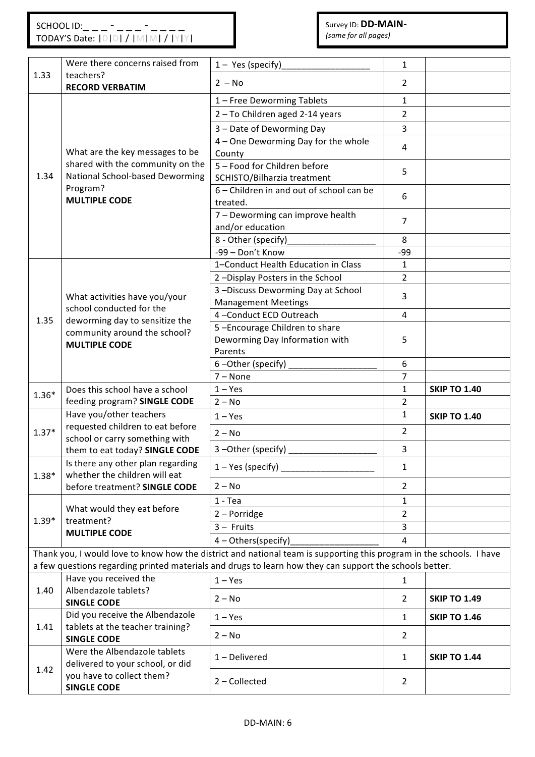SCHOOL ID:_ _ _ - _ _ _ - _ _ _ _
TODAY'S Date: |D|D| / |M|M| / |Y|Y|

Survey ID: **DD-MAIN-**
*(same for all pages)*

| | | | | |
|---|---|---|---|---|
| 1.33 | Were there concerns raised from teachers? **RECORD VERBATIM** | 1 – Yes (specify)__________________ | 1 | |
| | | 2 – No | 2 | |
| 1.34 | What are the key messages to be shared with the community on the National School-based Deworming Program? **MULTIPLE CODE** | 1 – Free Deworming Tablets | 1 | |
| | | 2 – To Children aged 2-14 years | 2 | |
| | | 3 – Date of Deworming Day | 3 | |
| | | 4 – One Deworming Day for the whole County | 4 | |
| | | 5 – Food for Children before SCHISTO/Bilharzia treatment | 5 | |
| | | 6 – Children in and out of school can be treated. | 6 | |
| | | 7 – Deworming can improve health and/or education | 7 | |
| | | 8 - Other (specify)__________________ | 8 | |
| | | -99 – Don't Know | -99 | |
| 1.35 | What activities have you/your school conducted for the deworming day to sensitize the community around the school? **MULTIPLE CODE** | 1–Conduct Health Education in Class | 1 | |
| | | 2 –Display Posters in the School | 2 | |
| | | 3 –Discuss Deworming Day at School Management Meetings | 3 | |
| | | 4 –Conduct ECD Outreach | 4 | |
| | | 5 –Encourage Children to share Deworming Day Information with Parents | 5 | |
| | | 6 –Other (specify) __________________ | 6 | |
| | | 7 – None | 7 | |
| 1.36* | Does this school have a school feeding program? **SINGLE CODE** | 1 – Yes | 1 | **SKIP TO 1.40** |
| | | 2 – No | 2 | |
| 1.37* | Have you/other teachers requested children to eat before school or carry something with them to eat today? **SINGLE CODE** | 1 – Yes | 1 | **SKIP TO 1.40** |
| | | 2 – No | 2 | |
| | | 3 –Other (specify) __________________ | 3 | |
| 1.38* | Is there any other plan regarding whether the children will eat before treatment? **SINGLE CODE** | 1 – Yes (specify) ___________________ | 1 | |
| | | 2 – No | 2 | |
| 1.39* | What would they eat before treatment? **MULTIPLE CODE** | 1 - Tea | 1 | |
| | | 2 – Porridge | 2 | |
| | | 3 – Fruits | 3 | |
| | | 4 – Others(specify)__________________ | 4 | |

Thank you, I would love to know how the district and national team is supporting this program in the schools. I have a few questions regarding printed materials and drugs to learn how they can support the schools better.

| | | | | |
|---|---|---|---|---|
| 1.40 | Have you received the Albendazole tablets? **SINGLE CODE** | 1 – Yes | 1 | |
| | | 2 – No | 2 | **SKIP TO 1.49** |
| 1.41 | Did you receive the Albendazole tablets at the teacher training? **SINGLE CODE** | 1 – Yes | 1 | **SKIP TO 1.46** |
| | | 2 – No | 2 | |
| 1.42 | Were the Albendazole tablets delivered to your school, or did you have to collect them? **SINGLE CODE** | 1 – Delivered | 1 | **SKIP TO 1.44** |
| | | 2 – Collected | 2 | |

DD-MAIN: 6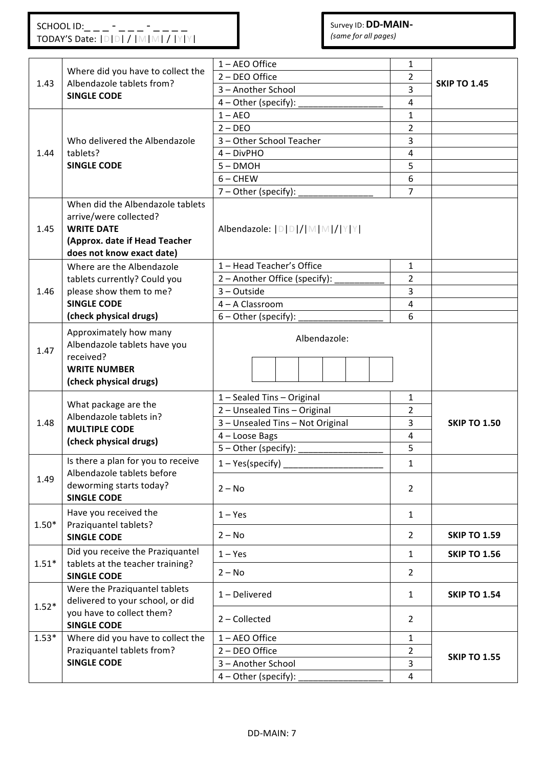SCHOOL ID: _ _ _ - _ _ _ - _ _ _ _
TODAY'S Date: |D|D| / |M|M| / |Y|Y|

Survey ID: **DD-MAIN-**
*(same for all pages)*

| No. | Question | Response | Code | Skip |
|---|---|---|---|---|
| 1.43 | Where did you have to collect the Albendazole tablets from? **SINGLE CODE** | 1 – AEO Office | 1 | **SKIP TO 1.45** |
| | | 2 – DEO Office | 2 | |
| | | 3 – Another School | 3 | |
| | | 4 – Other (specify): ________________ | 4 | |
| 1.44 | Who delivered the Albendazole tablets? **SINGLE CODE** | 1 – AEO | 1 | |
| | | 2 – DEO | 2 | |
| | | 3 – Other School Teacher | 3 | |
| | | 4 – DivPHO | 4 | |
| | | 5 – DMOH | 5 | |
| | | 6 – CHEW | 6 | |
| | | 7 – Other (specify): ______________ | 7 | |
| 1.45 | When did the Albendazole tablets arrive/were collected? **WRITE DATE (Approx. date if Head Teacher does not know exact date)** | Albendazole: \|D\|D\|/\|M\|M\|/\|Y\|Y\| | | |
| 1.46 | Where are the Albendazole tablets currently? Could you please show them to me? **SINGLE CODE (check physical drugs)** | 1 – Head Teacher's Office | 1 | |
| | | 2 – Another Office (specify): __________ | 2 | |
| | | 3 – Outside | 3 | |
| | | 4 – A Classroom | 4 | |
| | | 6 – Other (specify): ________________ | 6 | |
| 1.47 | Approximately how many Albendazole tablets have you received? **WRITE NUMBER (check physical drugs)** | Albendazole: [ ][ ][ ][ ][ ][ ] | | |
| 1.48 | What package are the Albendazole tablets in? **MULTIPLE CODE (check physical drugs)** | 1 – Sealed Tins – Original | 1 | **SKIP TO 1.50** |
| | | 2 – Unsealed Tins – Original | 2 | |
| | | 3 – Unsealed Tins – Not Original | 3 | |
| | | 4 – Loose Bags | 4 | |
| | | 5 – Other (specify): ________________ | 5 | |
| 1.49 | Is there a plan for you to receive Albendazole tablets before deworming starts today? **SINGLE CODE** | 1 – Yes(specify) ____________________ | 1 | |
| | | 2 – No | 2 | |
| 1.50* | Have you received the Praziquantel tablets? **SINGLE CODE** | 1 – Yes | 1 | |
| | | 2 – No | 2 | **SKIP TO 1.59** |
| 1.51* | Did you receive the Praziquantel tablets at the teacher training? **SINGLE CODE** | 1 – Yes | 1 | **SKIP TO 1.56** |
| | | 2 – No | 2 | |
| 1.52* | Were the Praziquantel tablets delivered to your school, or did you have to collect them? **SINGLE CODE** | 1 – Delivered | 1 | **SKIP TO 1.54** |
| | | 2 – Collected | 2 | |
| 1.53* | Where did you have to collect the Praziquantel tablets from? **SINGLE CODE** | 1 – AEO Office | 1 | **SKIP TO 1.55** |
| | | 2 – DEO Office | 2 | |
| | | 3 – Another School | 3 | |
| | | 4 – Other (specify): ________________ | 4 | |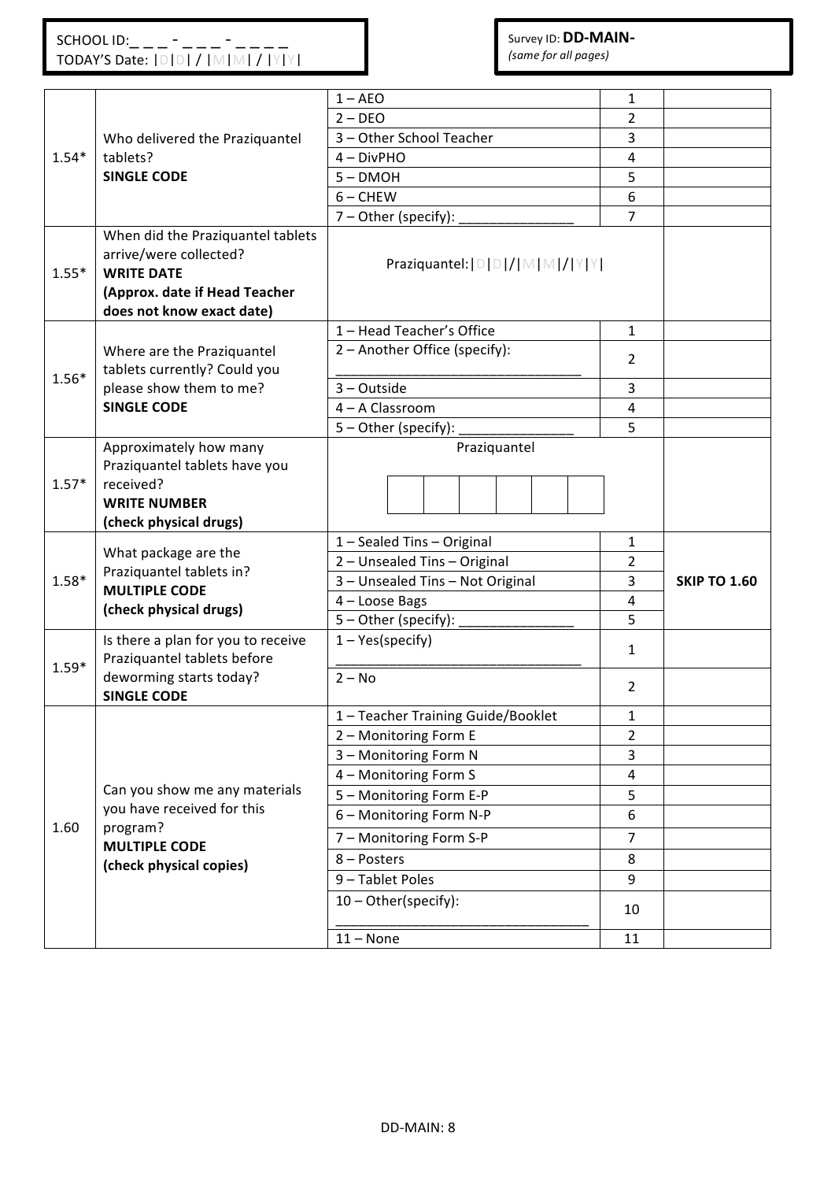SCHOOL ID: _ _ _ - _ _ _ - _ _ _ _
TODAY'S Date: |D|D| / |M|M| / |Y|Y|

Survey ID: **DD-MAIN-**
*(same for all pages)*

| | | | | |
|---|---|---|---|---|
| 1.54* | Who delivered the Praziquantel tablets? **SINGLE CODE** | 1 – AEO | 1 | |
| | | 2 – DEO | 2 | |
| | | 3 – Other School Teacher | 3 | |
| | | 4 – DivPHO | 4 | |
| | | 5 – DMOH | 5 | |
| | | 6 – CHEW | 6 | |
| | | 7 – Other (specify): _______________ | 7 | |
| 1.55* | When did the Praziquantel tablets arrive/were collected? **WRITE DATE** **(Approx. date if Head Teacher does not know exact date)** | Praziquantel: \|D\|D\|/\|M\|M\|/\|Y\|Y\| | | |
| 1.56* | Where are the Praziquantel tablets currently? Could you please show them to me? **SINGLE CODE** | 1 – Head Teacher's Office | 1 | |
| | | 2 – Another Office (specify): _______________ | 2 | |
| | | 3 – Outside | 3 | |
| | | 4 – A Classroom | 4 | |
| | | 5 – Other (specify): _______________ | 5 | |
| 1.57* | Approximately how many Praziquantel tablets have you received? **WRITE NUMBER** **(check physical drugs)** | Praziquantel [ ][ ][ ][ ][ ][ ] | | |
| 1.58* | What package are the Praziquantel tablets in? **MULTIPLE CODE** **(check physical drugs)** | 1 – Sealed Tins – Original | 1 | **SKIP TO 1.60** |
| | | 2 – Unsealed Tins – Original | 2 | |
| | | 3 – Unsealed Tins – Not Original | 3 | |
| | | 4 – Loose Bags | 4 | |
| | | 5 – Other (specify): _______________ | 5 | |
| 1.59* | Is there a plan for you to receive Praziquantel tablets before deworming starts today? **SINGLE CODE** | 1 – Yes(specify) _______________ | 1 | |
| | | 2 – No | 2 | |
| 1.60 | Can you show me any materials you have received for this program? **MULTIPLE CODE** **(check physical copies)** | 1 – Teacher Training Guide/Booklet | 1 | |
| | | 2 – Monitoring Form E | 2 | |
| | | 3 – Monitoring Form N | 3 | |
| | | 4 – Monitoring Form S | 4 | |
| | | 5 – Monitoring Form E-P | 5 | |
| | | 6 – Monitoring Form N-P | 6 | |
| | | 7 – Monitoring Form S-P | 7 | |
| | | 8 – Posters | 8 | |
| | | 9 – Tablet Poles | 9 | |
| | | 10 – Other(specify): _______________ | 10 | |
| | | 11 – None | 11 | |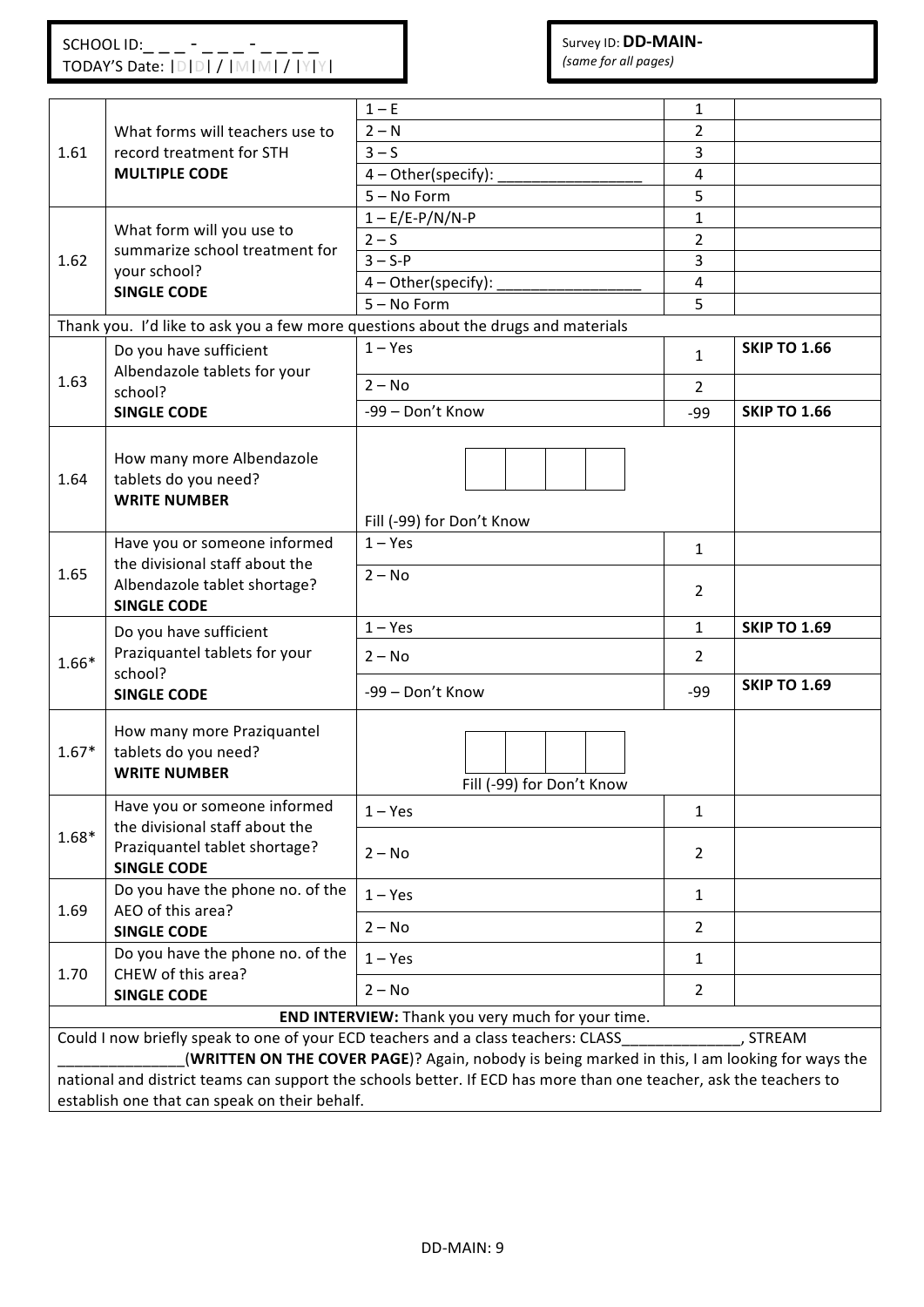SCHOOL ID: _ _ _ - _ _ _ - _ _ _ _
TODAY'S Date: |D|D| / |M|M| / |Y|Y|

Survey ID: **DD-MAIN-**
*(same for all pages)*

| | | | | |
|---|---|---|---|---|
| 1.61 | What forms will teachers use to record treatment for STH **MULTIPLE CODE** | 1 – E | 1 | |
| | | 2 – N | 2 | |
| | | 3 – S | 3 | |
| | | 4 – Other(specify): _________________ | 4 | |
| | | 5 – No Form | 5 | |
| 1.62 | What form will you use to summarize school treatment for your school? **SINGLE CODE** | 1 – E/E-P/N/N-P | 1 | |
| | | 2 – S | 2 | |
| | | 3 – S-P | 3 | |
| | | 4 – Other(specify): _________________ | 4 | |
| | | 5 – No Form | 5 | |
| Thank you. I'd like to ask you a few more questions about the drugs and materials | | | | |
| 1.63 | Do you have sufficient Albendazole tablets for your school? **SINGLE CODE** | 1 – Yes | 1 | **SKIP TO 1.66** |
| | | 2 – No | 2 | |
| | | -99 – Don't Know | -99 | **SKIP TO 1.66** |
| 1.64 | How many more Albendazole tablets do you need? **WRITE NUMBER** | [ ][ ][ ][ ] Fill (-99) for Don't Know | | |
| 1.65 | Have you or someone informed the divisional staff about the Albendazole tablet shortage? **SINGLE CODE** | 1 – Yes | 1 | |
| | | 2 – No | 2 | |
| 1.66* | Do you have sufficient Praziquantel tablets for your school? **SINGLE CODE** | 1 – Yes | 1 | **SKIP TO 1.69** |
| | | 2 – No | 2 | |
| | | -99 – Don't Know | -99 | **SKIP TO 1.69** |
| 1.67* | How many more Praziquantel tablets do you need? **WRITE NUMBER** | [ ][ ][ ][ ] Fill (-99) for Don't Know | | |
| 1.68* | Have you or someone informed the divisional staff about the Praziquantel tablet shortage? **SINGLE CODE** | 1 – Yes | 1 | |
| | | 2 – No | 2 | |
| 1.69 | Do you have the phone no. of the AEO of this area? **SINGLE CODE** | 1 – Yes | 1 | |
| | | 2 – No | 2 | |
| 1.70 | Do you have the phone no. of the CHEW of this area? **SINGLE CODE** | 1 – Yes | 1 | |
| | | 2 – No | 2 | |

**END INTERVIEW:** Thank you very much for your time.

Could I now briefly speak to one of your ECD teachers and a class teachers: CLASS______________, STREAM _______________(**WRITTEN ON THE COVER PAGE**)? Again, nobody is being marked in this, I am looking for ways the national and district teams can support the schools better. If ECD has more than one teacher, ask the teachers to establish one that can speak on their behalf.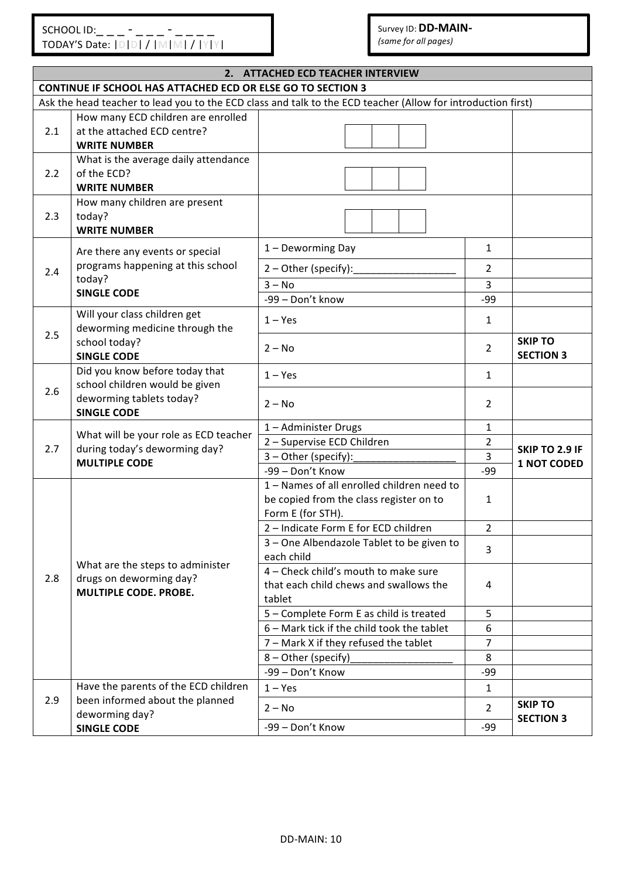SCHOOL ID:_ _ _ - _ _ _ - _ _ _ _
TODAY'S Date: |D|D| / |M|M| / |Y|Y|

Survey ID: **DD-MAIN-**
*(same for all pages)*

| **2. ATTACHED ECD TEACHER INTERVIEW** | | | | |
|---|---|---|---|---|
| **CONTINUE IF SCHOOL HAS ATTACHED ECD OR ELSE GO TO SECTION 3** | | | | |
| Ask the head teacher to lead you to the ECD class and talk to the ECD teacher (Allow for introduction first) | | | | |
| 2.1 | How many ECD children are enrolled at the attached ECD centre? **WRITE NUMBER** | [ ][ ][ ] | | |
| 2.2 | What is the average daily attendance of the ECD? **WRITE NUMBER** | [ ][ ][ ] | | |
| 2.3 | How many children are present today? **WRITE NUMBER** | [ ][ ][ ] | | |
| 2.4 | Are there any events or special programs happening at this school today? **SINGLE CODE** | 1 – Deworming Day | 1 | |
| | | 2 – Other (specify):_________________ | 2 | |
| | | 3 – No | 3 | |
| | | -99 – Don't know | -99 | |
| 2.5 | Will your class children get deworming medicine through the school today? **SINGLE CODE** | 1 – Yes | 1 | |
| | | 2 – No | 2 | **SKIP TO SECTION 3** |
| 2.6 | Did you know before today that school children would be given deworming tablets today? **SINGLE CODE** | 1 – Yes | 1 | |
| | | 2 – No | 2 | |
| 2.7 | What will be your role as ECD teacher during today's deworming day? **MULTIPLE CODE** | 1 – Administer Drugs | 1 | **SKIP TO 2.9 IF 1 NOT CODED** |
| | | 2 – Supervise ECD Children | 2 | |
| | | 3 – Other (specify):_________________ | 3 | |
| | | -99 – Don't Know | -99 | |
| 2.8 | What are the steps to administer drugs on deworming day? **MULTIPLE CODE. PROBE.** | 1 – Names of all enrolled children need to be copied from the class register on to Form E (for STH). | 1 | |
| | | 2 – Indicate Form E for ECD children | 2 | |
| | | 3 – One Albendazole Tablet to be given to each child | 3 | |
| | | 4 – Check child's mouth to make sure that each child chews and swallows the tablet | 4 | |
| | | 5 – Complete Form E as child is treated | 5 | |
| | | 6 – Mark tick if the child took the tablet | 6 | |
| | | 7 – Mark X if they refused the tablet | 7 | |
| | | 8 – Other (specify)_________________ | 8 | |
| | | -99 – Don't Know | -99 | |
| 2.9 | Have the parents of the ECD children been informed about the planned deworming day? **SINGLE CODE** | 1 – Yes | 1 | |
| | | 2 – No | 2 | **SKIP TO SECTION 3** |
| | | -99 – Don't Know | -99 | |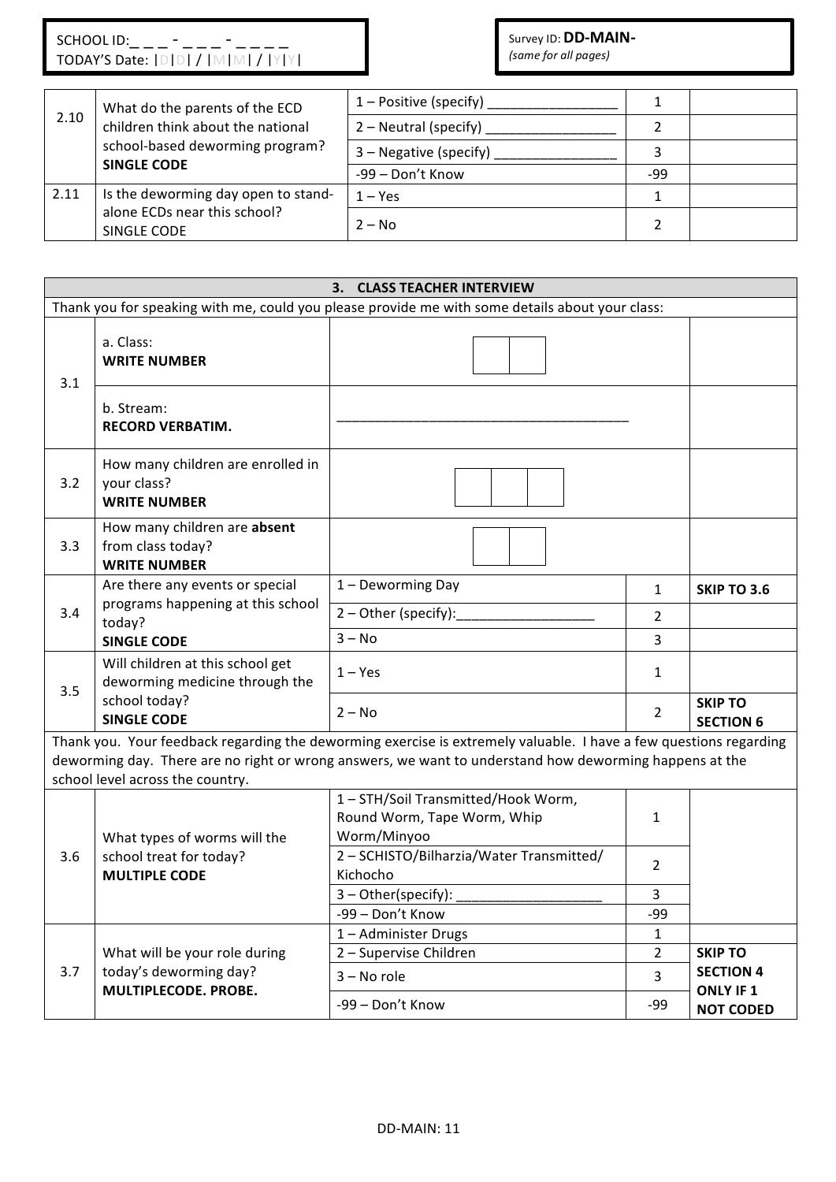SCHOOL ID: _ _ _ - _ _ _ - _ _ _ _
TODAY'S Date: |D|D| / |M|M| / |Y|Y|

Survey ID: **DD-MAIN-**
*(same for all pages)*

| | | | | |
|---|---|---|---|---|
| 2.10 | What do the parents of the ECD children think about the national school-based deworming program? **SINGLE CODE** | 1 – Positive (specify) ________________ | 1 | |
| | | 2 – Neutral (specify) ________________ | 2 | |
| | | 3 – Negative (specify) ________________ | 3 | |
| | | -99 – Don't Know | -99 | |
| 2.11 | Is the deworming day open to stand-alone ECDs near this school? SINGLE CODE | 1 – Yes | 1 | |
| | | 2 – No | 2 | |

| **3. CLASS TEACHER INTERVIEW** | | | | |
|---|---|---|---|---|
| Thank you for speaking with me, could you please provide me with some details about your class: | | | | |
| 3.1 | a. Class: **WRITE NUMBER** | [ ][ ] | | |
| | b. Stream: **RECORD VERBATIM.** | ______________________________________ | | |
| 3.2 | How many children are enrolled in your class? **WRITE NUMBER** | [ ][ ][ ] | | |
| 3.3 | How many children are **absent** from class today? **WRITE NUMBER** | [ ][ ] | | |
| 3.4 | Are there any events or special programs happening at this school today? **SINGLE CODE** | 1 – Deworming Day | 1 | **SKIP TO 3.6** |
| | | 2 – Other (specify):_________________ | 2 | |
| | | 3 – No | 3 | |
| 3.5 | Will children at this school get deworming medicine through the school today? **SINGLE CODE** | 1 – Yes | 1 | |
| | | 2 – No | 2 | **SKIP TO SECTION 6** |
| Thank you. Your feedback regarding the deworming exercise is extremely valuable. I have a few questions regarding deworming day. There are no right or wrong answers, we want to understand how deworming happens at the school level across the country. | | | | |
| 3.6 | What types of worms will the school treat for today? **MULTIPLE CODE** | 1 – STH/Soil Transmitted/Hook Worm, Round Worm, Tape Worm, Whip Worm/Minyoo | 1 | |
| | | 2 – SCHISTO/Bilharzia/Water Transmitted/ Kichocho | 2 | |
| | | 3 – Other(specify): __________________ | 3 | |
| | | -99 – Don't Know | -99 | |
| 3.7 | What will be your role during today's deworming day? **MULTIPLECODE. PROBE.** | 1 – Administer Drugs | 1 | |
| | | 2 – Supervise Children | 2 | **SKIP TO SECTION 4 ONLY IF 1 NOT CODED** |
| | | 3 – No role | 3 | |
| | | -99 – Don't Know | -99 | |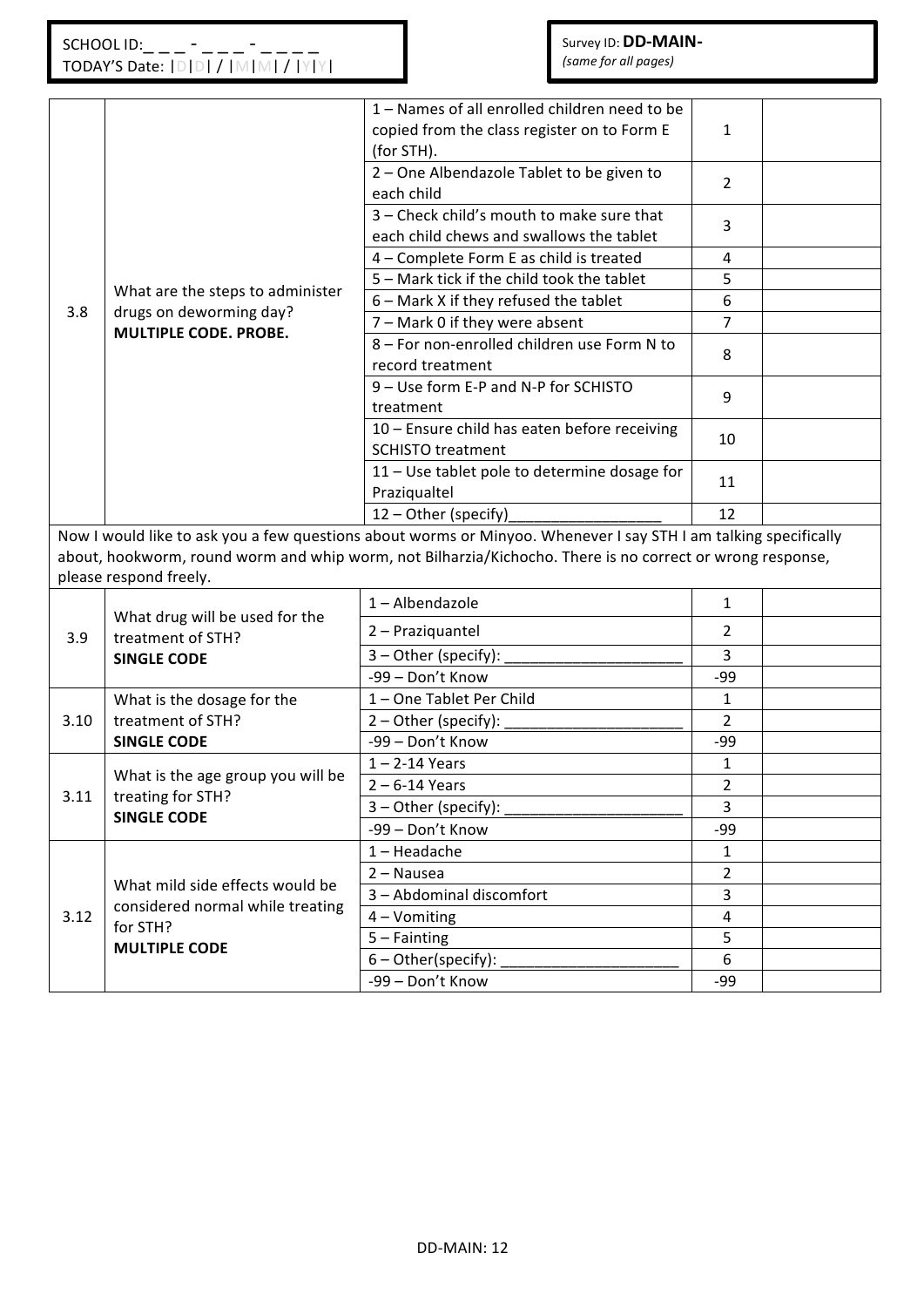SCHOOL ID:_ _ _ - _ _ _ - _ _ _ _
TODAY'S Date: |D|D| / |M|M| / |Y|Y|

Survey ID: **DD-MAIN-**
*(same for all pages)*

| | | | | |
|---|---|---|---|---|
| 3.8 | What are the steps to administer drugs on deworming day? **MULTIPLE CODE. PROBE.** | 1 – Names of all enrolled children need to be copied from the class register on to Form E (for STH). | 1 | |
| | | 2 – One Albendazole Tablet to be given to each child | 2 | |
| | | 3 – Check child's mouth to make sure that each child chews and swallows the tablet | 3 | |
| | | 4 – Complete Form E as child is treated | 4 | |
| | | 5 – Mark tick if the child took the tablet | 5 | |
| | | 6 – Mark X if they refused the tablet | 6 | |
| | | 7 – Mark 0 if they were absent | 7 | |
| | | 8 – For non-enrolled children use Form N to record treatment | 8 | |
| | | 9 – Use form E-P and N-P for SCHISTO treatment | 9 | |
| | | 10 – Ensure child has eaten before receiving SCHISTO treatment | 10 | |
| | | 11 – Use tablet pole to determine dosage for Praziqualtel | 11 | |
| | | 12 – Other (specify)_________________ | 12 | |

Now I would like to ask you a few questions about worms or Minyoo. Whenever I say STH I am talking specifically about, hookworm, round worm and whip worm, not Bilharzia/Kichocho. There is no correct or wrong response, please respond freely.

| | | | | |
|---|---|---|---|---|
| 3.9 | What drug will be used for the treatment of STH? **SINGLE CODE** | 1 – Albendazole | 1 | |
| | | 2 – Praziquantel | 2 | |
| | | 3 – Other (specify): ____________________ | 3 | |
| | | -99 – Don't Know | -99 | |
| 3.10 | What is the dosage for the treatment of STH? **SINGLE CODE** | 1 – One Tablet Per Child | 1 | |
| | | 2 – Other (specify): ____________________ | 2 | |
| | | -99 – Don't Know | -99 | |
| 3.11 | What is the age group you will be treating for STH? **SINGLE CODE** | 1 – 2-14 Years | 1 | |
| | | 2 – 6-14 Years | 2 | |
| | | 3 – Other (specify): ____________________ | 3 | |
| | | -99 – Don't Know | -99 | |
| 3.12 | What mild side effects would be considered normal while treating for STH? **MULTIPLE CODE** | 1 – Headache | 1 | |
| | | 2 – Nausea | 2 | |
| | | 3 – Abdominal discomfort | 3 | |
| | | 4 – Vomiting | 4 | |
| | | 5 – Fainting | 5 | |
| | | 6 – Other(specify): ____________________ | 6 | |
| | | -99 – Don't Know | -99 | |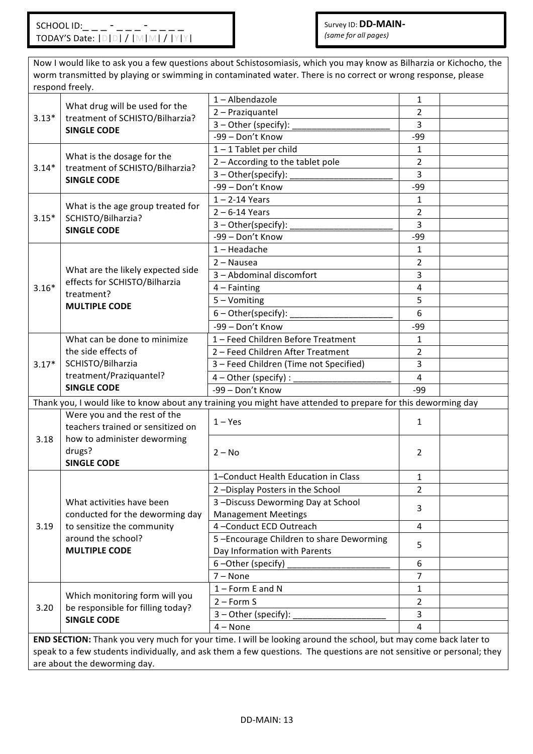SCHOOL ID: _ _ _ - _ _ _ - _ _ _ _
TODAY'S Date: |D|D| / |M|M| / |Y|Y|

Survey ID: **DD-MAIN-**
*(same for all pages)*

Now I would like to ask you a few questions about Schistosomiasis, which you may know as Bilharzia or Kichocho, the worm transmitted by playing or swimming in contaminated water. There is no correct or wrong response, please respond freely.

| | | | | |
|---|---|---|---|---|
| 3.13* | What drug will be used for the treatment of SCHISTO/Bilharzia? **SINGLE CODE** | 1 – Albendazole | 1 | |
| | | 2 – Praziquantel | 2 | |
| | | 3 – Other (specify): ___________________ | 3 | |
| | | -99 – Don't Know | -99 | |
| 3.14* | What is the dosage for the treatment of SCHISTO/Bilharzia? **SINGLE CODE** | 1 – 1 Tablet per child | 1 | |
| | | 2 – According to the tablet pole | 2 | |
| | | 3 – Other(specify): ____________________ | 3 | |
| | | -99 – Don't Know | -99 | |
| 3.15* | What is the age group treated for SCHISTO/Bilharzia? **SINGLE CODE** | 1 – 2-14 Years | 1 | |
| | | 2 – 6-14 Years | 2 | |
| | | 3 – Other(specify): ____________________ | 3 | |
| | | -99 – Don't Know | -99 | |
| 3.16* | What are the likely expected side effects for SCHISTO/Bilharzia treatment? **MULTIPLE CODE** | 1 – Headache | 1 | |
| | | 2 – Nausea | 2 | |
| | | 3 – Abdominal discomfort | 3 | |
| | | 4 – Fainting | 4 | |
| | | 5 – Vomiting | 5 | |
| | | 6 – Other(specify): ____________________ | 6 | |
| | | -99 – Don't Know | -99 | |
| 3.17* | What can be done to minimize the side effects of SCHISTO/Bilharzia treatment/Praziquantel? **SINGLE CODE** | 1 – Feed Children Before Treatment | 1 | |
| | | 2 – Feed Children After Treatment | 2 | |
| | | 3 – Feed Children (Time not Specified) | 3 | |
| | | 4 – Other (specify) : ___________________ | 4 | |
| | | -99 – Don't Know | -99 | |

Thank you, I would like to know about any training you might have attended to prepare for this deworming day

| | | | | |
|---|---|---|---|---|
| 3.18 | Were you and the rest of the teachers trained or sensitized on how to administer deworming drugs? **SINGLE CODE** | 1 – Yes | 1 | |
| | | 2 – No | 2 | |
| 3.19 | What activities have been conducted for the deworming day to sensitize the community around the school? **MULTIPLE CODE** | 1–Conduct Health Education in Class | 1 | |
| | | 2 –Display Posters in the School | 2 | |
| | | 3 –Discuss Deworming Day at School Management Meetings | 3 | |
| | | 4 –Conduct ECD Outreach | 4 | |
| | | 5 –Encourage Children to share Deworming Day Information with Parents | 5 | |
| | | 6 –Other (specify) ____________________ | 6 | |
| | | 7 – None | 7 | |
| 3.20 | Which monitoring form will you be responsible for filling today? **SINGLE CODE** | 1 – Form E and N | 1 | |
| | | 2 – Form S | 2 | |
| | | 3 – Other (specify): ___________________ | 3 | |
| | | 4 – None | 4 | |

**END SECTION:** Thank you very much for your time. I will be looking around the school, but may come back later to speak to a few students individually, and ask them a few questions. The questions are not sensitive or personal; they are about the deworming day.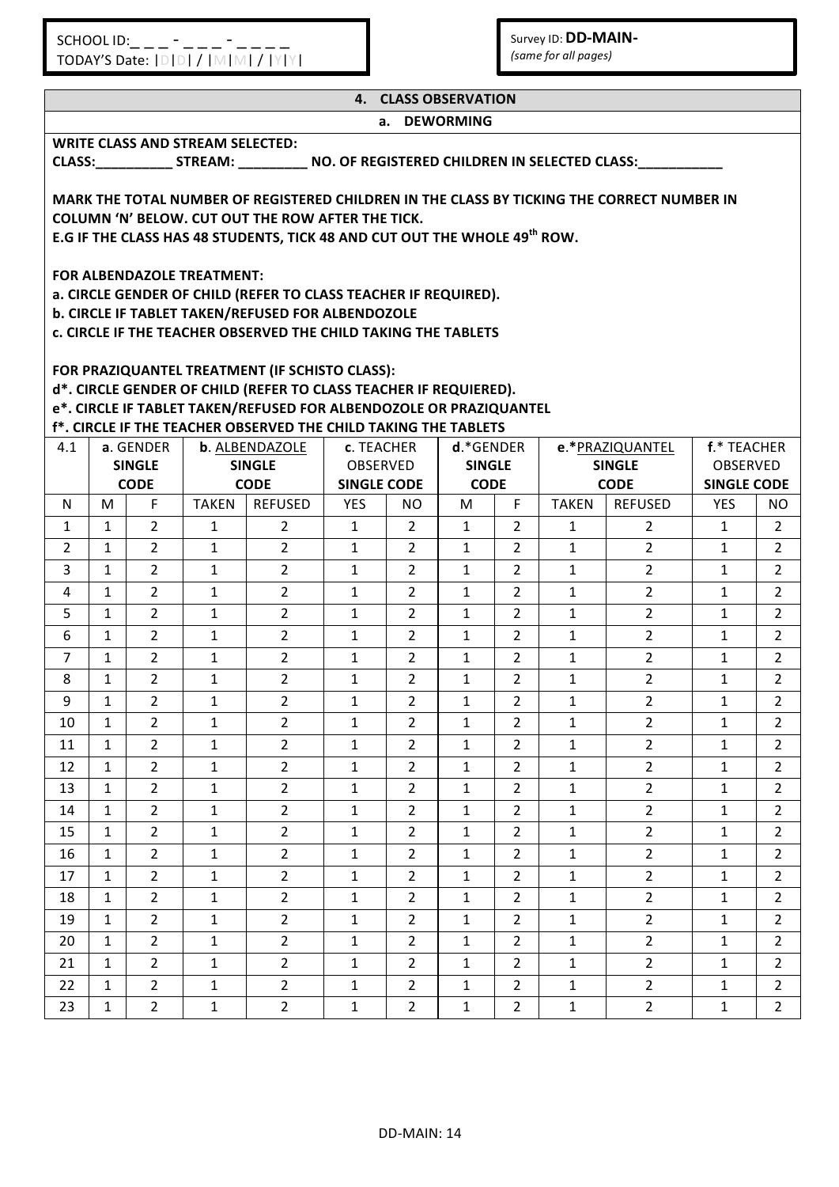SCHOOL ID:_ _ _ - _ _ _ - _ _ _ _
TODAY'S Date: |D|D| / |M|M| / |Y|Y|

Survey ID: **DD-MAIN-**
*(same for all pages)*

## 4. CLASS OBSERVATION

### a. DEWORMING

**WRITE CLASS AND STREAM SELECTED:**

**CLASS:__________ STREAM: _________ NO. OF REGISTERED CHILDREN IN SELECTED CLASS:___________**

**MARK THE TOTAL NUMBER OF REGISTERED CHILDREN IN THE CLASS BY TICKING THE CORRECT NUMBER IN COLUMN 'N' BELOW. CUT OUT THE ROW AFTER THE TICK.**
**E.G IF THE CLASS HAS 48 STUDENTS, TICK 48 AND CUT OUT THE WHOLE 49th ROW.**

**FOR ALBENDAZOLE TREATMENT:**
**a. CIRCLE GENDER OF CHILD (REFER TO CLASS TEACHER IF REQUIRED).**
**b. CIRCLE IF TABLET TAKEN/REFUSED FOR ALBENDOZOLE**
**c. CIRCLE IF THE TEACHER OBSERVED THE CHILD TAKING THE TABLETS**

**FOR PRAZIQUANTEL TREATMENT (IF SCHISTO CLASS):**
**d\*. CIRCLE GENDER OF CHILD (REFER TO CLASS TEACHER IF REQUIERED).**
**e\*. CIRCLE IF TABLET TAKEN/REFUSED FOR ALBENDOZOLE OR PRAZIQUANTEL**
**f\*. CIRCLE IF THE TEACHER OBSERVED THE CHILD TAKING THE TABLETS**

| 4.1 | **a**. GENDER **SINGLE CODE** | | **b**. ALBENDAZOLE **SINGLE CODE** | | **c**. TEACHER OBSERVED **SINGLE CODE** | | **d**.*GENDER **SINGLE CODE** | | **e**.*PRAZIQUANTEL **SINGLE CODE** | | **f**.* TEACHER OBSERVED **SINGLE CODE** | |
|---|---|---|---|---|---|---|---|---|---|---|---|---|
| N | M | F | TAKEN | REFUSED | YES | NO | M | F | TAKEN | REFUSED | YES | NO |
| 1 | 1 | 2 | 1 | 2 | 1 | 2 | 1 | 2 | 1 | 2 | 1 | 2 |
| 2 | 1 | 2 | 1 | 2 | 1 | 2 | 1 | 2 | 1 | 2 | 1 | 2 |
| 3 | 1 | 2 | 1 | 2 | 1 | 2 | 1 | 2 | 1 | 2 | 1 | 2 |
| 4 | 1 | 2 | 1 | 2 | 1 | 2 | 1 | 2 | 1 | 2 | 1 | 2 |
| 5 | 1 | 2 | 1 | 2 | 1 | 2 | 1 | 2 | 1 | 2 | 1 | 2 |
| 6 | 1 | 2 | 1 | 2 | 1 | 2 | 1 | 2 | 1 | 2 | 1 | 2 |
| 7 | 1 | 2 | 1 | 2 | 1 | 2 | 1 | 2 | 1 | 2 | 1 | 2 |
| 8 | 1 | 2 | 1 | 2 | 1 | 2 | 1 | 2 | 1 | 2 | 1 | 2 |
| 9 | 1 | 2 | 1 | 2 | 1 | 2 | 1 | 2 | 1 | 2 | 1 | 2 |
| 10 | 1 | 2 | 1 | 2 | 1 | 2 | 1 | 2 | 1 | 2 | 1 | 2 |
| 11 | 1 | 2 | 1 | 2 | 1 | 2 | 1 | 2 | 1 | 2 | 1 | 2 |
| 12 | 1 | 2 | 1 | 2 | 1 | 2 | 1 | 2 | 1 | 2 | 1 | 2 |
| 13 | 1 | 2 | 1 | 2 | 1 | 2 | 1 | 2 | 1 | 2 | 1 | 2 |
| 14 | 1 | 2 | 1 | 2 | 1 | 2 | 1 | 2 | 1 | 2 | 1 | 2 |
| 15 | 1 | 2 | 1 | 2 | 1 | 2 | 1 | 2 | 1 | 2 | 1 | 2 |
| 16 | 1 | 2 | 1 | 2 | 1 | 2 | 1 | 2 | 1 | 2 | 1 | 2 |
| 17 | 1 | 2 | 1 | 2 | 1 | 2 | 1 | 2 | 1 | 2 | 1 | 2 |
| 18 | 1 | 2 | 1 | 2 | 1 | 2 | 1 | 2 | 1 | 2 | 1 | 2 |
| 19 | 1 | 2 | 1 | 2 | 1 | 2 | 1 | 2 | 1 | 2 | 1 | 2 |
| 20 | 1 | 2 | 1 | 2 | 1 | 2 | 1 | 2 | 1 | 2 | 1 | 2 |
| 21 | 1 | 2 | 1 | 2 | 1 | 2 | 1 | 2 | 1 | 2 | 1 | 2 |
| 22 | 1 | 2 | 1 | 2 | 1 | 2 | 1 | 2 | 1 | 2 | 1 | 2 |
| 23 | 1 | 2 | 1 | 2 | 1 | 2 | 1 | 2 | 1 | 2 | 1 | 2 |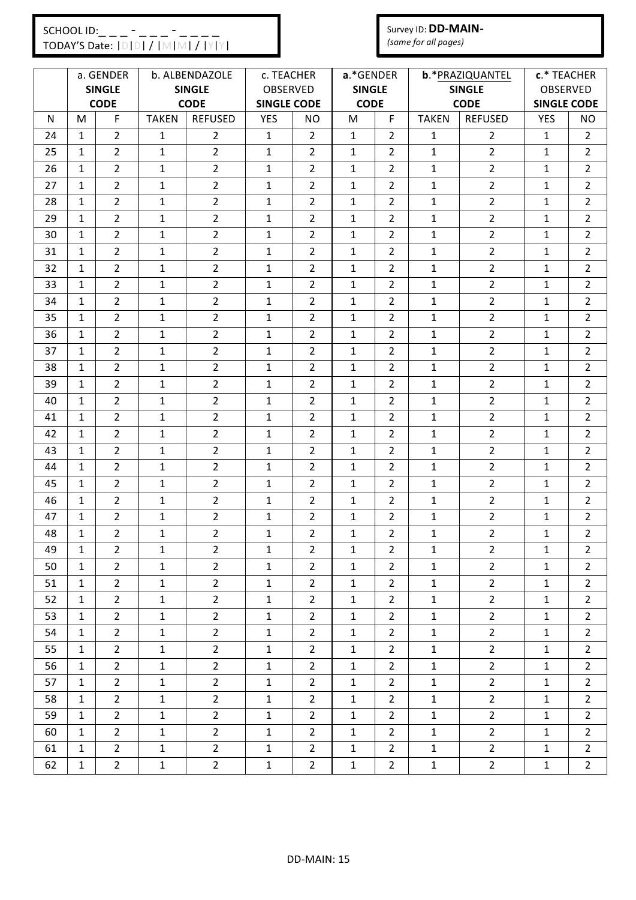SCHOOL ID:_ _ _ - _ _ _ - _ _ _ _
TODAY'S Date: |D|D| / |M|M| / |Y|Y|

Survey ID: **DD-MAIN-**
*(same for all pages)*

| | a. GENDER **SINGLE CODE** | | b. ALBENDAZOLE **SINGLE CODE** | | c. TEACHER OBSERVED **SINGLE CODE** | | **a**.*GENDER **SINGLE CODE** | | **b**.*PRAZIQUANTEL **SINGLE CODE** | | **c**.* TEACHER OBSERVED **SINGLE CODE** | |
|---|---|---|---|---|---|---|---|---|---|---|---|---|
| N | M | F | TAKEN | REFUSED | YES | NO | M | F | TAKEN | REFUSED | YES | NO |
| 24 | 1 | 2 | 1 | 2 | 1 | 2 | 1 | 2 | 1 | 2 | 1 | 2 |
| 25 | 1 | 2 | 1 | 2 | 1 | 2 | 1 | 2 | 1 | 2 | 1 | 2 |
| 26 | 1 | 2 | 1 | 2 | 1 | 2 | 1 | 2 | 1 | 2 | 1 | 2 |
| 27 | 1 | 2 | 1 | 2 | 1 | 2 | 1 | 2 | 1 | 2 | 1 | 2 |
| 28 | 1 | 2 | 1 | 2 | 1 | 2 | 1 | 2 | 1 | 2 | 1 | 2 |
| 29 | 1 | 2 | 1 | 2 | 1 | 2 | 1 | 2 | 1 | 2 | 1 | 2 |
| 30 | 1 | 2 | 1 | 2 | 1 | 2 | 1 | 2 | 1 | 2 | 1 | 2 |
| 31 | 1 | 2 | 1 | 2 | 1 | 2 | 1 | 2 | 1 | 2 | 1 | 2 |
| 32 | 1 | 2 | 1 | 2 | 1 | 2 | 1 | 2 | 1 | 2 | 1 | 2 |
| 33 | 1 | 2 | 1 | 2 | 1 | 2 | 1 | 2 | 1 | 2 | 1 | 2 |
| 34 | 1 | 2 | 1 | 2 | 1 | 2 | 1 | 2 | 1 | 2 | 1 | 2 |
| 35 | 1 | 2 | 1 | 2 | 1 | 2 | 1 | 2 | 1 | 2 | 1 | 2 |
| 36 | 1 | 2 | 1 | 2 | 1 | 2 | 1 | 2 | 1 | 2 | 1 | 2 |
| 37 | 1 | 2 | 1 | 2 | 1 | 2 | 1 | 2 | 1 | 2 | 1 | 2 |
| 38 | 1 | 2 | 1 | 2 | 1 | 2 | 1 | 2 | 1 | 2 | 1 | 2 |
| 39 | 1 | 2 | 1 | 2 | 1 | 2 | 1 | 2 | 1 | 2 | 1 | 2 |
| 40 | 1 | 2 | 1 | 2 | 1 | 2 | 1 | 2 | 1 | 2 | 1 | 2 |
| 41 | 1 | 2 | 1 | 2 | 1 | 2 | 1 | 2 | 1 | 2 | 1 | 2 |
| 42 | 1 | 2 | 1 | 2 | 1 | 2 | 1 | 2 | 1 | 2 | 1 | 2 |
| 43 | 1 | 2 | 1 | 2 | 1 | 2 | 1 | 2 | 1 | 2 | 1 | 2 |
| 44 | 1 | 2 | 1 | 2 | 1 | 2 | 1 | 2 | 1 | 2 | 1 | 2 |
| 45 | 1 | 2 | 1 | 2 | 1 | 2 | 1 | 2 | 1 | 2 | 1 | 2 |
| 46 | 1 | 2 | 1 | 2 | 1 | 2 | 1 | 2 | 1 | 2 | 1 | 2 |
| 47 | 1 | 2 | 1 | 2 | 1 | 2 | 1 | 2 | 1 | 2 | 1 | 2 |
| 48 | 1 | 2 | 1 | 2 | 1 | 2 | 1 | 2 | 1 | 2 | 1 | 2 |
| 49 | 1 | 2 | 1 | 2 | 1 | 2 | 1 | 2 | 1 | 2 | 1 | 2 |
| 50 | 1 | 2 | 1 | 2 | 1 | 2 | 1 | 2 | 1 | 2 | 1 | 2 |
| 51 | 1 | 2 | 1 | 2 | 1 | 2 | 1 | 2 | 1 | 2 | 1 | 2 |
| 52 | 1 | 2 | 1 | 2 | 1 | 2 | 1 | 2 | 1 | 2 | 1 | 2 |
| 53 | 1 | 2 | 1 | 2 | 1 | 2 | 1 | 2 | 1 | 2 | 1 | 2 |
| 54 | 1 | 2 | 1 | 2 | 1 | 2 | 1 | 2 | 1 | 2 | 1 | 2 |
| 55 | 1 | 2 | 1 | 2 | 1 | 2 | 1 | 2 | 1 | 2 | 1 | 2 |
| 56 | 1 | 2 | 1 | 2 | 1 | 2 | 1 | 2 | 1 | 2 | 1 | 2 |
| 57 | 1 | 2 | 1 | 2 | 1 | 2 | 1 | 2 | 1 | 2 | 1 | 2 |
| 58 | 1 | 2 | 1 | 2 | 1 | 2 | 1 | 2 | 1 | 2 | 1 | 2 |
| 59 | 1 | 2 | 1 | 2 | 1 | 2 | 1 | 2 | 1 | 2 | 1 | 2 |
| 60 | 1 | 2 | 1 | 2 | 1 | 2 | 1 | 2 | 1 | 2 | 1 | 2 |
| 61 | 1 | 2 | 1 | 2 | 1 | 2 | 1 | 2 | 1 | 2 | 1 | 2 |
| 62 | 1 | 2 | 1 | 2 | 1 | 2 | 1 | 2 | 1 | 2 | 1 | 2 |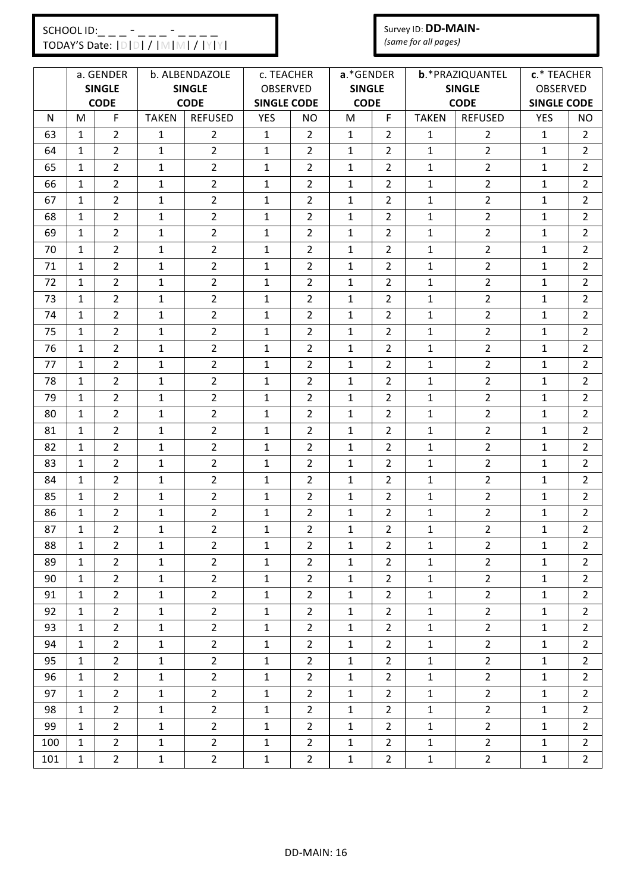SCHOOL ID:_ _ _ - _ _ _ - _ _ _ _
TODAY'S Date: |D|D| / |M|M| / |Y|Y|

Survey ID: **DD-MAIN-**
*(same for all pages)*

| | a. GENDER **SINGLE CODE** | | b. ALBENDAZOLE **SINGLE CODE** | | c. TEACHER OBSERVED **SINGLE CODE** | | **a**.*GENDER **SINGLE CODE** | | **b**.*PRAZIQUANTEL **SINGLE CODE** | | **c**.* TEACHER OBSERVED **SINGLE CODE** | |
|---|---|---|---|---|---|---|---|---|---|---|---|---|
| N | M | F | TAKEN | REFUSED | YES | NO | M | F | TAKEN | REFUSED | YES | NO |
| 63 | 1 | 2 | 1 | 2 | 1 | 2 | 1 | 2 | 1 | 2 | 1 | 2 |
| 64 | 1 | 2 | 1 | 2 | 1 | 2 | 1 | 2 | 1 | 2 | 1 | 2 |
| 65 | 1 | 2 | 1 | 2 | 1 | 2 | 1 | 2 | 1 | 2 | 1 | 2 |
| 66 | 1 | 2 | 1 | 2 | 1 | 2 | 1 | 2 | 1 | 2 | 1 | 2 |
| 67 | 1 | 2 | 1 | 2 | 1 | 2 | 1 | 2 | 1 | 2 | 1 | 2 |
| 68 | 1 | 2 | 1 | 2 | 1 | 2 | 1 | 2 | 1 | 2 | 1 | 2 |
| 69 | 1 | 2 | 1 | 2 | 1 | 2 | 1 | 2 | 1 | 2 | 1 | 2 |
| 70 | 1 | 2 | 1 | 2 | 1 | 2 | 1 | 2 | 1 | 2 | 1 | 2 |
| 71 | 1 | 2 | 1 | 2 | 1 | 2 | 1 | 2 | 1 | 2 | 1 | 2 |
| 72 | 1 | 2 | 1 | 2 | 1 | 2 | 1 | 2 | 1 | 2 | 1 | 2 |
| 73 | 1 | 2 | 1 | 2 | 1 | 2 | 1 | 2 | 1 | 2 | 1 | 2 |
| 74 | 1 | 2 | 1 | 2 | 1 | 2 | 1 | 2 | 1 | 2 | 1 | 2 |
| 75 | 1 | 2 | 1 | 2 | 1 | 2 | 1 | 2 | 1 | 2 | 1 | 2 |
| 76 | 1 | 2 | 1 | 2 | 1 | 2 | 1 | 2 | 1 | 2 | 1 | 2 |
| 77 | 1 | 2 | 1 | 2 | 1 | 2 | 1 | 2 | 1 | 2 | 1 | 2 |
| 78 | 1 | 2 | 1 | 2 | 1 | 2 | 1 | 2 | 1 | 2 | 1 | 2 |
| 79 | 1 | 2 | 1 | 2 | 1 | 2 | 1 | 2 | 1 | 2 | 1 | 2 |
| 80 | 1 | 2 | 1 | 2 | 1 | 2 | 1 | 2 | 1 | 2 | 1 | 2 |
| 81 | 1 | 2 | 1 | 2 | 1 | 2 | 1 | 2 | 1 | 2 | 1 | 2 |
| 82 | 1 | 2 | 1 | 2 | 1 | 2 | 1 | 2 | 1 | 2 | 1 | 2 |
| 83 | 1 | 2 | 1 | 2 | 1 | 2 | 1 | 2 | 1 | 2 | 1 | 2 |
| 84 | 1 | 2 | 1 | 2 | 1 | 2 | 1 | 2 | 1 | 2 | 1 | 2 |
| 85 | 1 | 2 | 1 | 2 | 1 | 2 | 1 | 2 | 1 | 2 | 1 | 2 |
| 86 | 1 | 2 | 1 | 2 | 1 | 2 | 1 | 2 | 1 | 2 | 1 | 2 |
| 87 | 1 | 2 | 1 | 2 | 1 | 2 | 1 | 2 | 1 | 2 | 1 | 2 |
| 88 | 1 | 2 | 1 | 2 | 1 | 2 | 1 | 2 | 1 | 2 | 1 | 2 |
| 89 | 1 | 2 | 1 | 2 | 1 | 2 | 1 | 2 | 1 | 2 | 1 | 2 |
| 90 | 1 | 2 | 1 | 2 | 1 | 2 | 1 | 2 | 1 | 2 | 1 | 2 |
| 91 | 1 | 2 | 1 | 2 | 1 | 2 | 1 | 2 | 1 | 2 | 1 | 2 |
| 92 | 1 | 2 | 1 | 2 | 1 | 2 | 1 | 2 | 1 | 2 | 1 | 2 |
| 93 | 1 | 2 | 1 | 2 | 1 | 2 | 1 | 2 | 1 | 2 | 1 | 2 |
| 94 | 1 | 2 | 1 | 2 | 1 | 2 | 1 | 2 | 1 | 2 | 1 | 2 |
| 95 | 1 | 2 | 1 | 2 | 1 | 2 | 1 | 2 | 1 | 2 | 1 | 2 |
| 96 | 1 | 2 | 1 | 2 | 1 | 2 | 1 | 2 | 1 | 2 | 1 | 2 |
| 97 | 1 | 2 | 1 | 2 | 1 | 2 | 1 | 2 | 1 | 2 | 1 | 2 |
| 98 | 1 | 2 | 1 | 2 | 1 | 2 | 1 | 2 | 1 | 2 | 1 | 2 |
| 99 | 1 | 2 | 1 | 2 | 1 | 2 | 1 | 2 | 1 | 2 | 1 | 2 |
| 100 | 1 | 2 | 1 | 2 | 1 | 2 | 1 | 2 | 1 | 2 | 1 | 2 |
| 101 | 1 | 2 | 1 | 2 | 1 | 2 | 1 | 2 | 1 | 2 | 1 | 2 |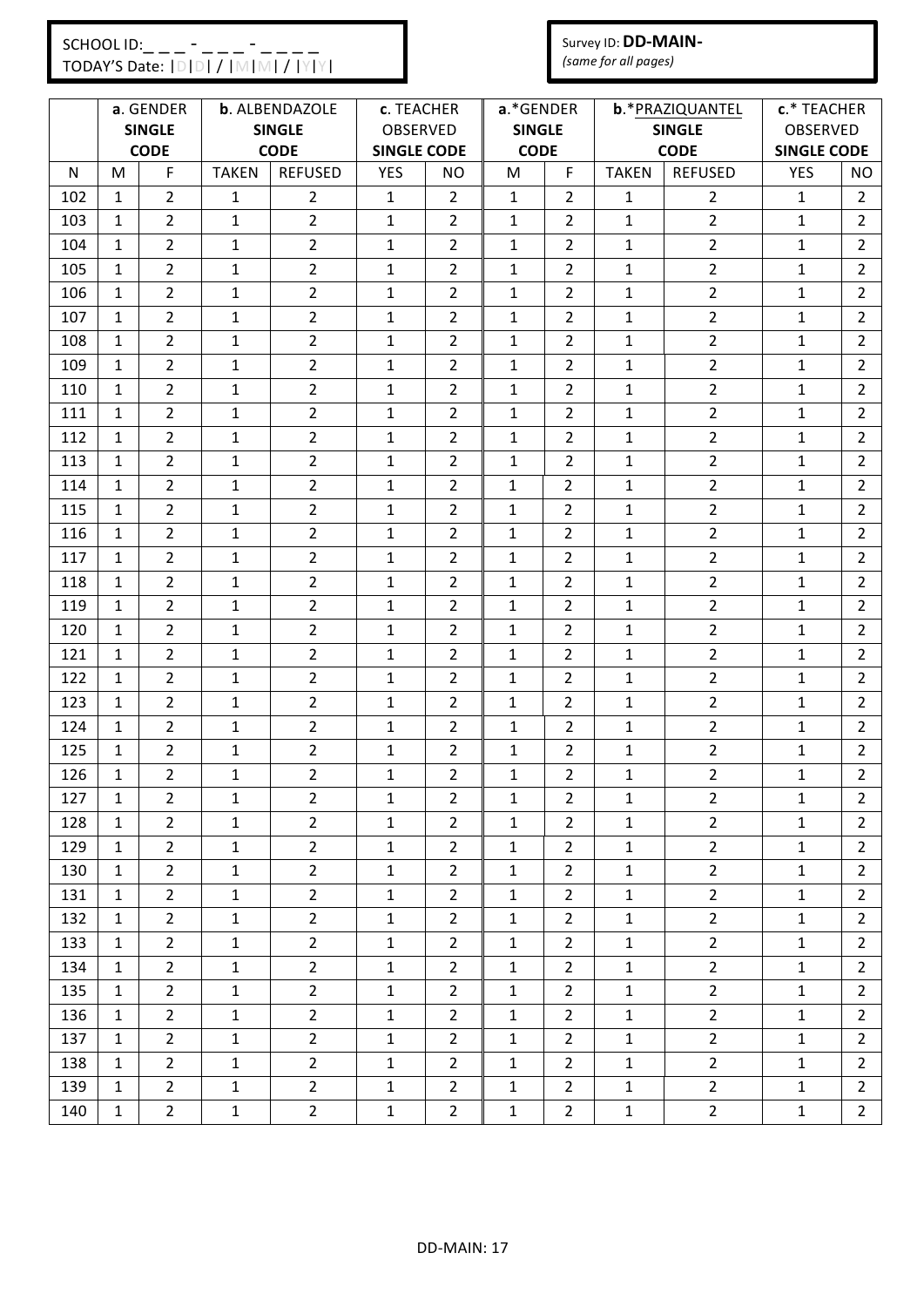SCHOOL ID:_ _ _ - _ _ _ - _ _ _ _
TODAY'S Date: |D|D| / |M|M| / |Y|Y|

Survey ID: **DD-MAIN-**
*(same for all pages)*

| | a. GENDER SINGLE CODE | | b. ALBENDAZOLE SINGLE CODE | | c. TEACHER OBSERVED SINGLE CODE | | a.*GENDER SINGLE CODE | | b.*PRAZIQUANTEL SINGLE CODE | | c.* TEACHER OBSERVED SINGLE CODE | |
|---|---|---|---|---|---|---|---|---|---|---|---|---|
| N | M | F | TAKEN | REFUSED | YES | NO | M | F | TAKEN | REFUSED | YES | NO |
| 102 | 1 | 2 | 1 | 2 | 1 | 2 | 1 | 2 | 1 | 2 | 1 | 2 |
| 103 | 1 | 2 | 1 | 2 | 1 | 2 | 1 | 2 | 1 | 2 | 1 | 2 |
| 104 | 1 | 2 | 1 | 2 | 1 | 2 | 1 | 2 | 1 | 2 | 1 | 2 |
| 105 | 1 | 2 | 1 | 2 | 1 | 2 | 1 | 2 | 1 | 2 | 1 | 2 |
| 106 | 1 | 2 | 1 | 2 | 1 | 2 | 1 | 2 | 1 | 2 | 1 | 2 |
| 107 | 1 | 2 | 1 | 2 | 1 | 2 | 1 | 2 | 1 | 2 | 1 | 2 |
| 108 | 1 | 2 | 1 | 2 | 1 | 2 | 1 | 2 | 1 | 2 | 1 | 2 |
| 109 | 1 | 2 | 1 | 2 | 1 | 2 | 1 | 2 | 1 | 2 | 1 | 2 |
| 110 | 1 | 2 | 1 | 2 | 1 | 2 | 1 | 2 | 1 | 2 | 1 | 2 |
| 111 | 1 | 2 | 1 | 2 | 1 | 2 | 1 | 2 | 1 | 2 | 1 | 2 |
| 112 | 1 | 2 | 1 | 2 | 1 | 2 | 1 | 2 | 1 | 2 | 1 | 2 |
| 113 | 1 | 2 | 1 | 2 | 1 | 2 | 1 | 2 | 1 | 2 | 1 | 2 |
| 114 | 1 | 2 | 1 | 2 | 1 | 2 | 1 | 2 | 1 | 2 | 1 | 2 |
| 115 | 1 | 2 | 1 | 2 | 1 | 2 | 1 | 2 | 1 | 2 | 1 | 2 |
| 116 | 1 | 2 | 1 | 2 | 1 | 2 | 1 | 2 | 1 | 2 | 1 | 2 |
| 117 | 1 | 2 | 1 | 2 | 1 | 2 | 1 | 2 | 1 | 2 | 1 | 2 |
| 118 | 1 | 2 | 1 | 2 | 1 | 2 | 1 | 2 | 1 | 2 | 1 | 2 |
| 119 | 1 | 2 | 1 | 2 | 1 | 2 | 1 | 2 | 1 | 2 | 1 | 2 |
| 120 | 1 | 2 | 1 | 2 | 1 | 2 | 1 | 2 | 1 | 2 | 1 | 2 |
| 121 | 1 | 2 | 1 | 2 | 1 | 2 | 1 | 2 | 1 | 2 | 1 | 2 |
| 122 | 1 | 2 | 1 | 2 | 1 | 2 | 1 | 2 | 1 | 2 | 1 | 2 |
| 123 | 1 | 2 | 1 | 2 | 1 | 2 | 1 | 2 | 1 | 2 | 1 | 2 |
| 124 | 1 | 2 | 1 | 2 | 1 | 2 | 1 | 2 | 1 | 2 | 1 | 2 |
| 125 | 1 | 2 | 1 | 2 | 1 | 2 | 1 | 2 | 1 | 2 | 1 | 2 |
| 126 | 1 | 2 | 1 | 2 | 1 | 2 | 1 | 2 | 1 | 2 | 1 | 2 |
| 127 | 1 | 2 | 1 | 2 | 1 | 2 | 1 | 2 | 1 | 2 | 1 | 2 |
| 128 | 1 | 2 | 1 | 2 | 1 | 2 | 1 | 2 | 1 | 2 | 1 | 2 |
| 129 | 1 | 2 | 1 | 2 | 1 | 2 | 1 | 2 | 1 | 2 | 1 | 2 |
| 130 | 1 | 2 | 1 | 2 | 1 | 2 | 1 | 2 | 1 | 2 | 1 | 2 |
| 131 | 1 | 2 | 1 | 2 | 1 | 2 | 1 | 2 | 1 | 2 | 1 | 2 |
| 132 | 1 | 2 | 1 | 2 | 1 | 2 | 1 | 2 | 1 | 2 | 1 | 2 |
| 133 | 1 | 2 | 1 | 2 | 1 | 2 | 1 | 2 | 1 | 2 | 1 | 2 |
| 134 | 1 | 2 | 1 | 2 | 1 | 2 | 1 | 2 | 1 | 2 | 1 | 2 |
| 135 | 1 | 2 | 1 | 2 | 1 | 2 | 1 | 2 | 1 | 2 | 1 | 2 |
| 136 | 1 | 2 | 1 | 2 | 1 | 2 | 1 | 2 | 1 | 2 | 1 | 2 |
| 137 | 1 | 2 | 1 | 2 | 1 | 2 | 1 | 2 | 1 | 2 | 1 | 2 |
| 138 | 1 | 2 | 1 | 2 | 1 | 2 | 1 | 2 | 1 | 2 | 1 | 2 |
| 139 | 1 | 2 | 1 | 2 | 1 | 2 | 1 | 2 | 1 | 2 | 1 | 2 |
| 140 | 1 | 2 | 1 | 2 | 1 | 2 | 1 | 2 | 1 | 2 | 1 | 2 |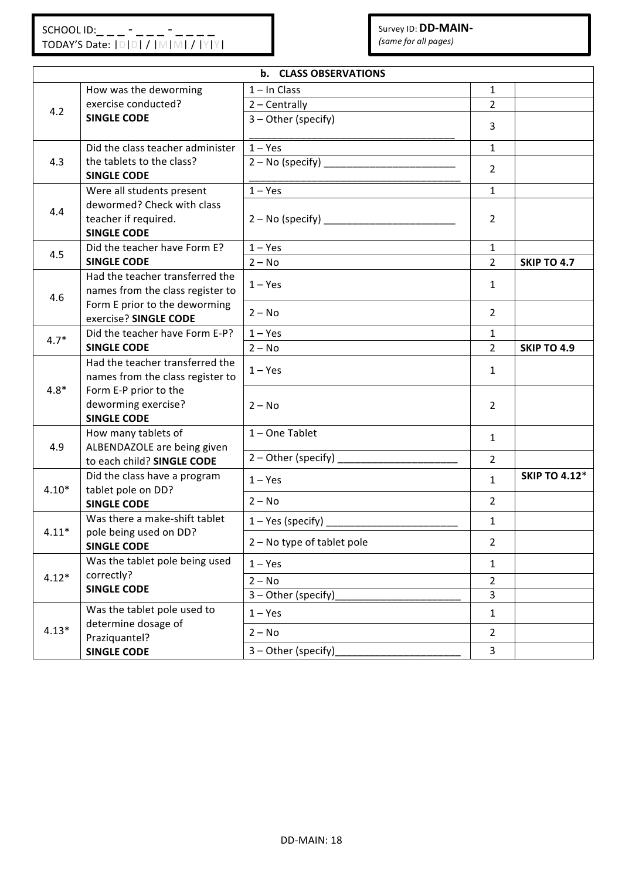SCHOOL ID:_ _ _ - _ _ _ - _ _ _ _
TODAY'S Date: |D|D| / |M|M| / |Y|Y|

Survey ID: **DD-MAIN-**
*(same for all pages)*

| **b. CLASS OBSERVATIONS** | | | | |
|---|---|---|---|---|
| 4.2 | How was the deworming exercise conducted? **SINGLE CODE** | 1 – In Class | 1 | |
| | | 2 – Centrally | 2 | |
| | | 3 – Other (specify) ___________________________________ | 3 | |
| 4.3 | Did the class teacher administer the tablets to the class? **SINGLE CODE** | 1 – Yes | 1 | |
| | | 2 – No (specify) _______________________ ______________________________________ | 2 | |
| 4.4 | Were all students present dewormed? Check with class teacher if required. **SINGLE CODE** | 1 – Yes | 1 | |
| | | 2 – No (specify) _______________________ | 2 | |
| 4.5 | Did the teacher have Form E? **SINGLE CODE** | 1 – Yes | 1 | |
| | | 2 – No | 2 | **SKIP TO 4.7** |
| 4.6 | Had the teacher transferred the names from the class register to Form E prior to the deworming exercise? **SINGLE CODE** | 1 – Yes | 1 | |
| | | 2 – No | 2 | |
| 4.7* | Did the teacher have Form E-P? **SINGLE CODE** | 1 – Yes | 1 | |
| | | 2 – No | 2 | **SKIP TO 4.9** |
| 4.8* | Had the teacher transferred the names from the class register to Form E-P prior to the deworming exercise? **SINGLE CODE** | 1 – Yes | 1 | |
| | | 2 – No | 2 | |
| 4.9 | How many tablets of ALBENDAZOLE are being given to each child? **SINGLE CODE** | 1 – One Tablet | 1 | |
| | | 2 – Other (specify) _____________________ | 2 | |
| 4.10* | Did the class have a program tablet pole on DD? **SINGLE CODE** | 1 – Yes | 1 | **SKIP TO 4.12*** |
| | | 2 – No | 2 | |
| 4.11* | Was there a make-shift tablet pole being used on DD? **SINGLE CODE** | 1 – Yes (specify) _______________________ | 1 | |
| | | 2 – No type of tablet pole | 2 | |
| 4.12* | Was the tablet pole being used correctly? **SINGLE CODE** | 1 – Yes | 1 | |
| | | 2 – No | 2 | |
| | | 3 – Other (specify)______________________ | 3 | |
| 4.13* | Was the tablet pole used to determine dosage of Praziquantel? **SINGLE CODE** | 1 – Yes | 1 | |
| | | 2 – No | 2 | |
| | | 3 – Other (specify)______________________ | 3 | |

DD-MAIN: 18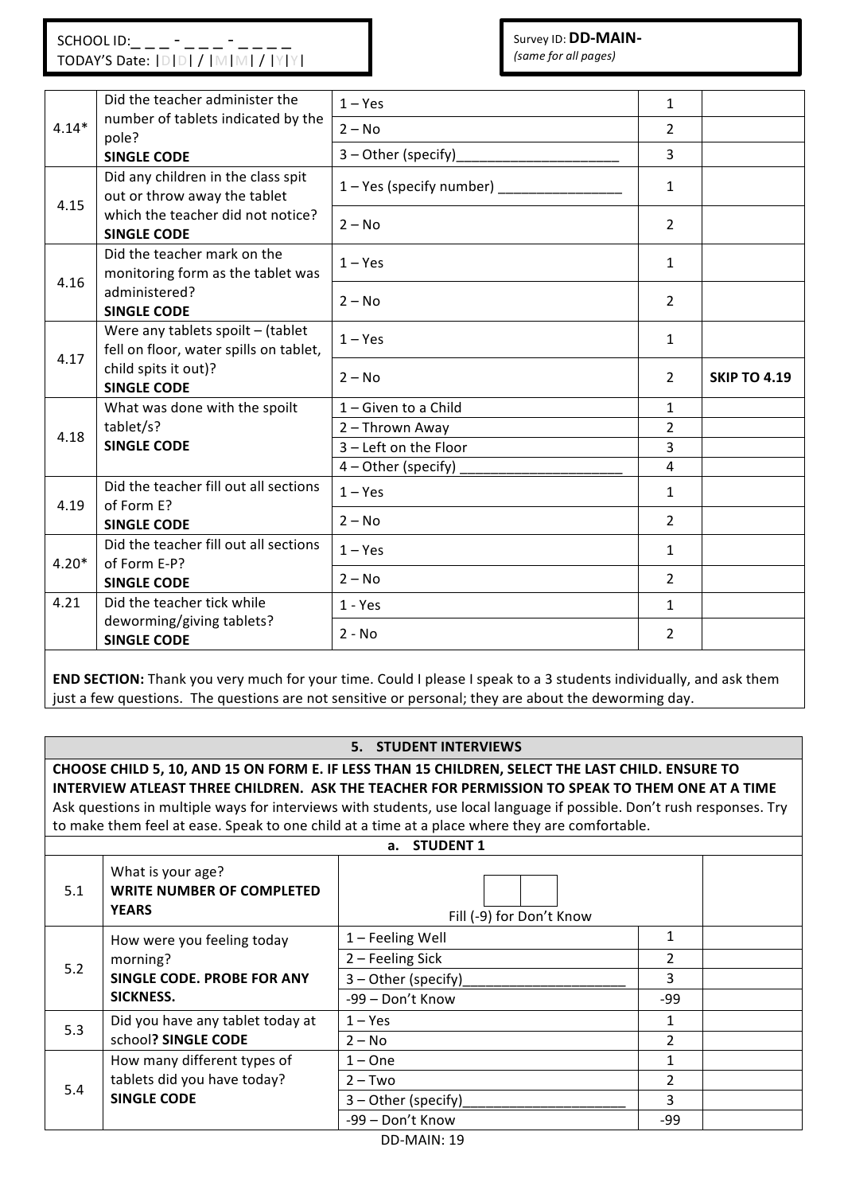SCHOOL ID: _ _ _ - _ _ _ - _ _ _ _
TODAY'S Date: |D|D| / |M|M| / |Y|Y|

Survey ID: **DD-MAIN-**
*(same for all pages)*

| | | | | |
|---|---|---|---|---|
| 4.14* | Did the teacher administer the number of tablets indicated by the pole? **SINGLE CODE** | 1 – Yes | 1 | |
| | | 2 – No | 2 | |
| | | 3 – Other (specify)_____________________ | 3 | |
| 4.15 | Did any children in the class spit out or throw away the tablet which the teacher did not notice? **SINGLE CODE** | 1 – Yes (specify number) ________________ | 1 | |
| | | 2 – No | 2 | |
| 4.16 | Did the teacher mark on the monitoring form as the tablet was administered? **SINGLE CODE** | 1 – Yes | 1 | |
| | | 2 – No | 2 | |
| 4.17 | Were any tablets spoilt – (tablet fell on floor, water spills on tablet, child spits it out)? **SINGLE CODE** | 1 – Yes | 1 | |
| | | 2 – No | 2 | **SKIP TO 4.19** |
| 4.18 | What was done with the spoilt tablet/s? **SINGLE CODE** | 1 – Given to a Child | 1 | |
| | | 2 – Thrown Away | 2 | |
| | | 3 – Left on the Floor | 3 | |
| | | 4 – Other (specify) _____________________ | 4 | |
| 4.19 | Did the teacher fill out all sections of Form E? **SINGLE CODE** | 1 – Yes | 1 | |
| | | 2 – No | 2 | |
| 4.20* | Did the teacher fill out all sections of Form E-P? **SINGLE CODE** | 1 – Yes | 1 | |
| | | 2 – No | 2 | |
| 4.21 | Did the teacher tick while deworming/giving tablets? **SINGLE CODE** | 1 - Yes | 1 | |
| | | 2 - No | 2 | |

**END SECTION:** Thank you very much for your time. Could I please I speak to a 3 students individually, and ask them just a few questions. The questions are not sensitive or personal; they are about the deworming day.

## 5. STUDENT INTERVIEWS

**CHOOSE CHILD 5, 10, AND 15 ON FORM E. IF LESS THAN 15 CHILDREN, SELECT THE LAST CHILD. ENSURE TO INTERVIEW ATLEAST THREE CHILDREN. ASK THE TEACHER FOR PERMISSION TO SPEAK TO THEM ONE AT A TIME**
Ask questions in multiple ways for interviews with students, use local language if possible. Don't rush responses. Try to make them feel at ease. Speak to one child at a time at a place where they are comfortable.

### a. STUDENT 1

| | | | | |
|---|---|---|---|---|
| 5.1 | What is your age? **WRITE NUMBER OF COMPLETED YEARS** | [ ][ ] Fill (-9) for Don't Know | | |
| 5.2 | How were you feeling today morning? **SINGLE CODE. PROBE FOR ANY SICKNESS.** | 1 – Feeling Well | 1 | |
| | | 2 – Feeling Sick | 2 | |
| | | 3 – Other (specify)_____________________ | 3 | |
| | | -99 – Don't Know | -99 | |
| 5.3 | Did you have any tablet today at school? **SINGLE CODE** | 1 – Yes | 1 | |
| | | 2 – No | 2 | |
| 5.4 | How many different types of tablets did you have today? **SINGLE CODE** | 1 – One | 1 | |
| | | 2 – Two | 2 | |
| | | 3 – Other (specify)_____________________ | 3 | |
| | | -99 – Don't Know | -99 | |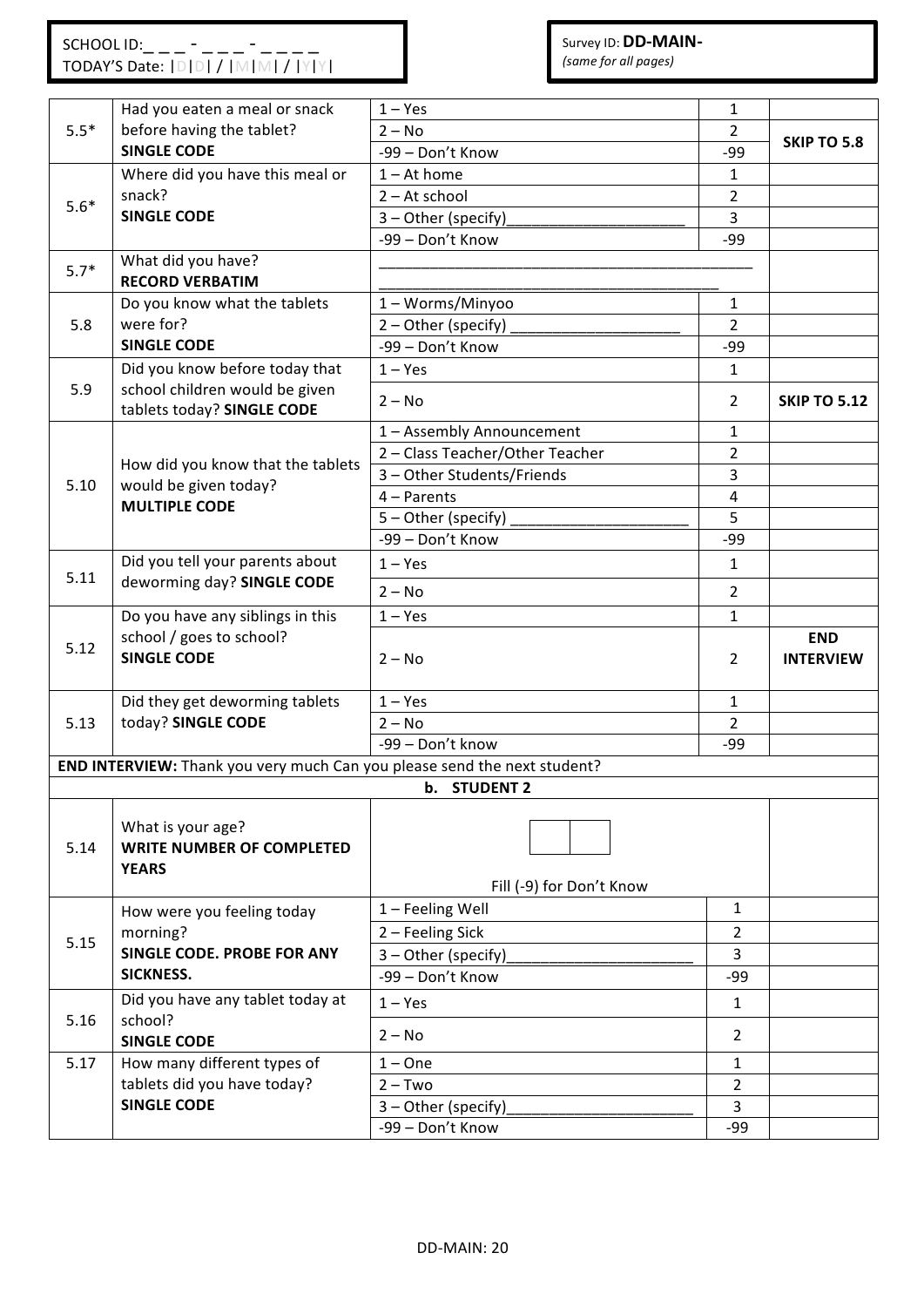SCHOOL ID: _ _ _ - _ _ _ - _ _ _ _
TODAY'S Date: |D|D| / |M|M| / |Y|Y|

Survey ID: **DD-MAIN-**
*(same for all pages)*

| | | | | |
|---|---|---|---|---|
| 5.5* | Had you eaten a meal or snack before having the tablet? **SINGLE CODE** | 1 – Yes | 1 | |
| | | 2 – No | 2 | **SKIP TO 5.8** |
| | | -99 – Don't Know | -99 | |
| 5.6* | Where did you have this meal or snack? **SINGLE CODE** | 1 – At home | 1 | |
| | | 2 – At school | 2 | |
| | | 3 – Other (specify)____________________ | 3 | |
| | | -99 – Don't Know | -99 | |
| 5.7* | What did you have? **RECORD VERBATIM** | ____________________________________________ ________________________________________ | | |
| 5.8 | Do you know what the tablets were for? **SINGLE CODE** | 1 – Worms/Minyoo | 1 | |
| | | 2 – Other (specify) ____________________ | 2 | |
| | | -99 – Don't Know | -99 | |
| 5.9 | Did you know before today that school children would be given tablets today? **SINGLE CODE** | 1 – Yes | 1 | |
| | | 2 – No | 2 | **SKIP TO 5.12** |
| 5.10 | How did you know that the tablets would be given today? **MULTIPLE CODE** | 1 – Assembly Announcement | 1 | |
| | | 2 – Class Teacher/Other Teacher | 2 | |
| | | 3 – Other Students/Friends | 3 | |
| | | 4 – Parents | 4 | |
| | | 5 – Other (specify) ____________________ | 5 | |
| | | -99 – Don't Know | -99 | |
| 5.11 | Did you tell your parents about deworming day? **SINGLE CODE** | 1 – Yes | 1 | |
| | | 2 – No | 2 | |
| 5.12 | Do you have any siblings in this school / goes to school? **SINGLE CODE** | 1 – Yes | 1 | |
| | | 2 – No | 2 | **END INTERVIEW** |
| 5.13 | Did they get deworming tablets today? **SINGLE CODE** | 1 – Yes | 1 | |
| | | 2 – No | 2 | |
| | | -99 – Don't know | -99 | |
| **END INTERVIEW:** Thank you very much Can you please send the next student? | | | | |
| | | **b. STUDENT 2** | | |
| 5.14 | What is your age? **WRITE NUMBER OF COMPLETED YEARS** | [ ][ ] Fill (-9) for Don't Know | | |
| 5.15 | How were you feeling today morning? **SINGLE CODE. PROBE FOR ANY SICKNESS.** | 1 – Feeling Well | 1 | |
| | | 2 – Feeling Sick | 2 | |
| | | 3 – Other (specify)____________________ | 3 | |
| | | -99 – Don't Know | -99 | |
| 5.16 | Did you have any tablet today at school? **SINGLE CODE** | 1 – Yes | 1 | |
| | | 2 – No | 2 | |
| 5.17 | How many different types of tablets did you have today? **SINGLE CODE** | 1 – One | 1 | |
| | | 2 – Two | 2 | |
| | | 3 – Other (specify)____________________ | 3 | |
| | | -99 – Don't Know | -99 | |

DD-MAIN: 20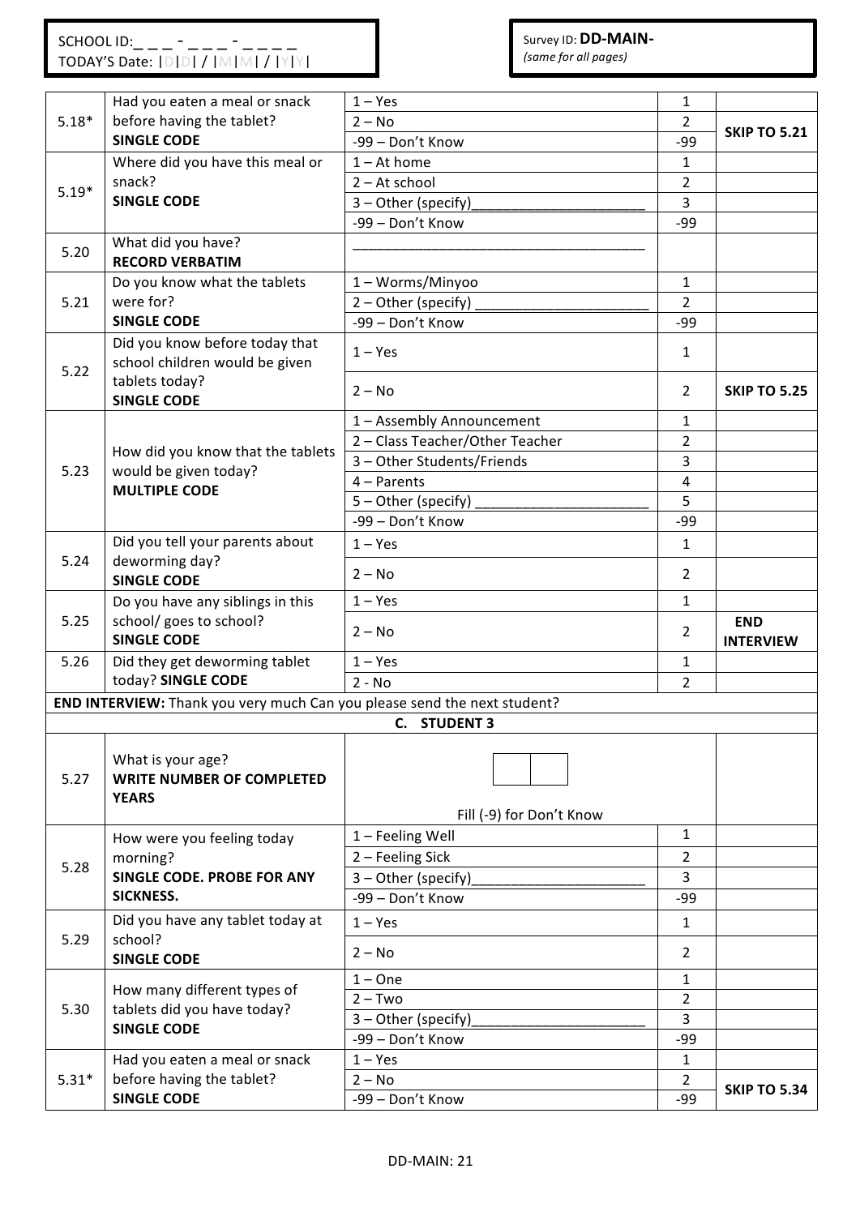SCHOOL ID: _ _ _ - _ _ _ - _ _ _ _
TODAY'S Date: |D|D| / |M|M| / |Y|Y|

Survey ID: **DD-MAIN-**
*(same for all pages)*

| No. | Question | Response | Code | Skip |
|---|---|---|---|---|
| 5.18* | Had you eaten a meal or snack before having the tablet? **SINGLE CODE** | 1 – Yes | 1 | |
| | | 2 – No | 2 | **SKIP TO 5.21** |
| | | -99 – Don't Know | -99 | |
| 5.19* | Where did you have this meal or snack? **SINGLE CODE** | 1 – At home | 1 | |
| | | 2 – At school | 2 | |
| | | 3 – Other (specify)_____________________ | 3 | |
| | | -99 – Don't Know | -99 | |
| 5.20 | What did you have? **RECORD VERBATIM** | ___________________________________ | | |
| 5.21 | Do you know what the tablets were for? **SINGLE CODE** | 1 – Worms/Minyoo | 1 | |
| | | 2 – Other (specify) _____________________ | 2 | |
| | | -99 – Don't Know | -99 | |
| 5.22 | Did you know before today that school children would be given tablets today? **SINGLE CODE** | 1 – Yes | 1 | |
| | | 2 – No | 2 | **SKIP TO 5.25** |
| 5.23 | How did you know that the tablets would be given today? **MULTIPLE CODE** | 1 – Assembly Announcement | 1 | |
| | | 2 – Class Teacher/Other Teacher | 2 | |
| | | 3 – Other Students/Friends | 3 | |
| | | 4 – Parents | 4 | |
| | | 5 – Other (specify) _____________________ | 5 | |
| | | -99 – Don't Know | -99 | |
| 5.24 | Did you tell your parents about deworming day? **SINGLE CODE** | 1 – Yes | 1 | |
| | | 2 – No | 2 | |
| 5.25 | Do you have any siblings in this school/ goes to school? **SINGLE CODE** | 1 – Yes | 1 | |
| | | 2 – No | 2 | **END INTERVIEW** |
| 5.26 | Did they get deworming tablet today? **SINGLE CODE** | 1 – Yes | 1 | |
| | | 2 - No | 2 | |

**END INTERVIEW:** Thank you very much Can you please send the next student?

## C. STUDENT 3

| No. | Question | Response | Code | Skip |
|---|---|---|---|---|
| 5.27 | What is your age? **WRITE NUMBER OF COMPLETED YEARS** | [ ][ ] Fill (-9) for Don't Know | | |
| 5.28 | How were you feeling today morning? **SINGLE CODE. PROBE FOR ANY SICKNESS.** | 1 – Feeling Well | 1 | |
| | | 2 – Feeling Sick | 2 | |
| | | 3 – Other (specify)_____________________ | 3 | |
| | | -99 – Don't Know | -99 | |
| 5.29 | Did you have any tablet today at school? **SINGLE CODE** | 1 – Yes | 1 | |
| | | 2 – No | 2 | |
| 5.30 | How many different types of tablets did you have today? **SINGLE CODE** | 1 – One | 1 | |
| | | 2 – Two | 2 | |
| | | 3 – Other (specify)_____________________ | 3 | |
| | | -99 – Don't Know | -99 | |
| 5.31* | Had you eaten a meal or snack before having the tablet? **SINGLE CODE** | 1 – Yes | 1 | |
| | | 2 – No | 2 | **SKIP TO 5.34** |
| | | -99 – Don't Know | -99 | |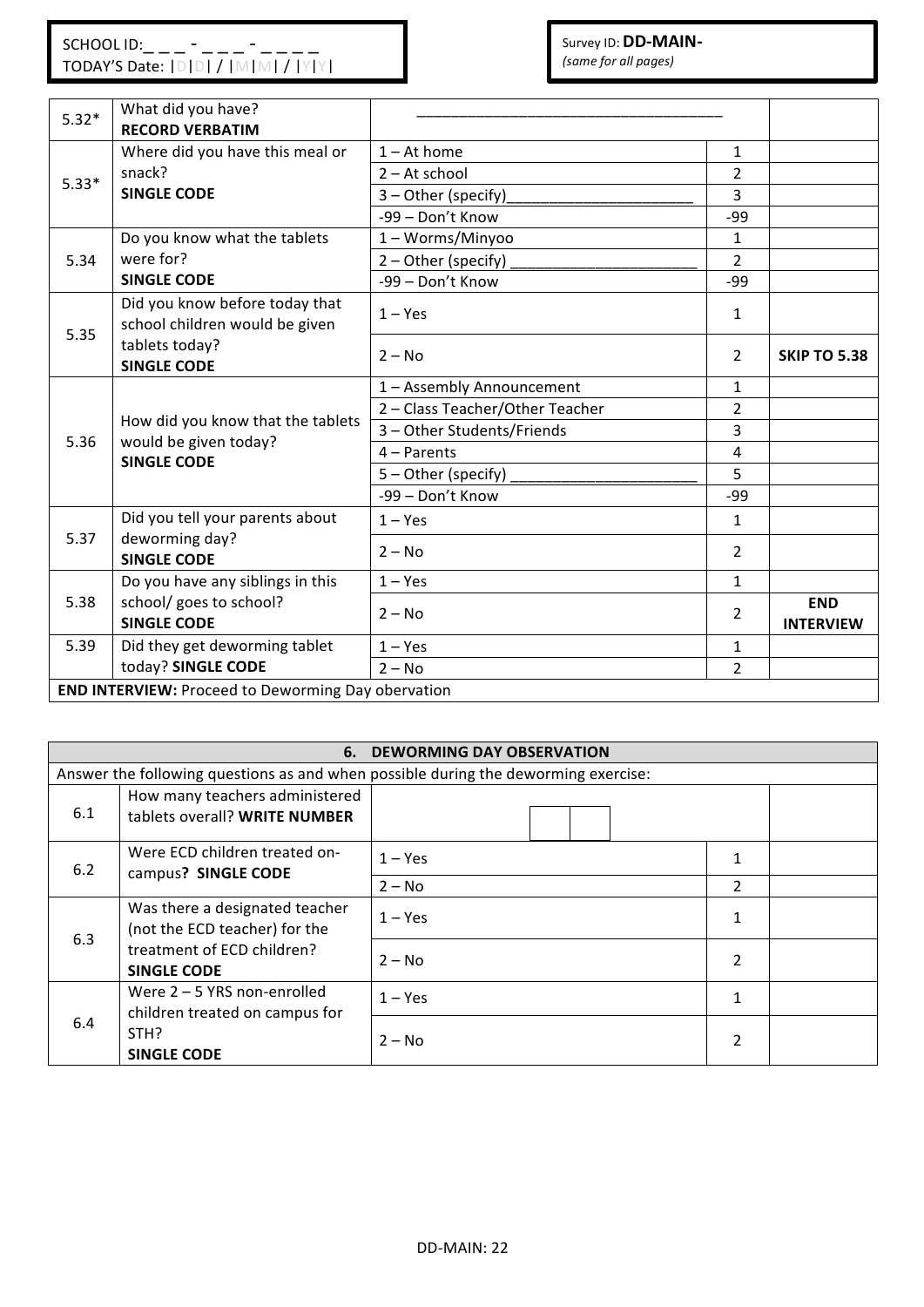SCHOOL ID: _ _ _ - _ _ _ - _ _ _ _
TODAY'S Date: |D|D| / |M|M| / |Y|Y|

Survey ID: **DD-MAIN-**
*(same for all pages)*

| | | | | |
|---|---|---|---|---|
| 5.32* | What did you have? **RECORD VERBATIM** | ___________________________________ | | |
| 5.33* | Where did you have this meal or snack? **SINGLE CODE** | 1 – At home | 1 | |
| | | 2 – At school | 2 | |
| | | 3 – Other (specify)_____________________ | 3 | |
| | | -99 – Don't Know | -99 | |
| 5.34 | Do you know what the tablets were for? **SINGLE CODE** | 1 – Worms/Minyoo | 1 | |
| | | 2 – Other (specify) _____________________ | 2 | |
| | | -99 – Don't Know | -99 | |
| 5.35 | Did you know before today that school children would be given tablets today? **SINGLE CODE** | 1 – Yes | 1 | |
| | | 2 – No | 2 | **SKIP TO 5.38** |
| 5.36 | How did you know that the tablets would be given today? **SINGLE CODE** | 1 – Assembly Announcement | 1 | |
| | | 2 – Class Teacher/Other Teacher | 2 | |
| | | 3 – Other Students/Friends | 3 | |
| | | 4 – Parents | 4 | |
| | | 5 – Other (specify) _____________________ | 5 | |
| | | -99 – Don't Know | -99 | |
| 5.37 | Did you tell your parents about deworming day? **SINGLE CODE** | 1 – Yes | 1 | |
| | | 2 – No | 2 | |
| 5.38 | Do you have any siblings in this school/ goes to school? **SINGLE CODE** | 1 – Yes | 1 | |
| | | 2 – No | 2 | **END INTERVIEW** |
| 5.39 | Did they get deworming tablet today? **SINGLE CODE** | 1 – Yes | 1 | |
| | | 2 – No | 2 | |
| **END INTERVIEW:** Proceed to Deworming Day obervation | | | | |

| **6. DEWORMING DAY OBSERVATION** | | | | |
|---|---|---|---|---|
| Answer the following questions as and when possible during the deworming exercise: | | | | |
| 6.1 | How many teachers administered tablets overall? **WRITE NUMBER** | [ ][ ] | | |
| 6.2 | Were ECD children treated on-campus? **SINGLE CODE** | 1 – Yes | 1 | |
| | | 2 – No | 2 | |
| 6.3 | Was there a designated teacher (not the ECD teacher) for the treatment of ECD children? **SINGLE CODE** | 1 – Yes | 1 | |
| | | 2 – No | 2 | |
| 6.4 | Were 2 – 5 YRS non-enrolled children treated on campus for STH? **SINGLE CODE** | 1 – Yes | 1 | |
| | | 2 – No | 2 | |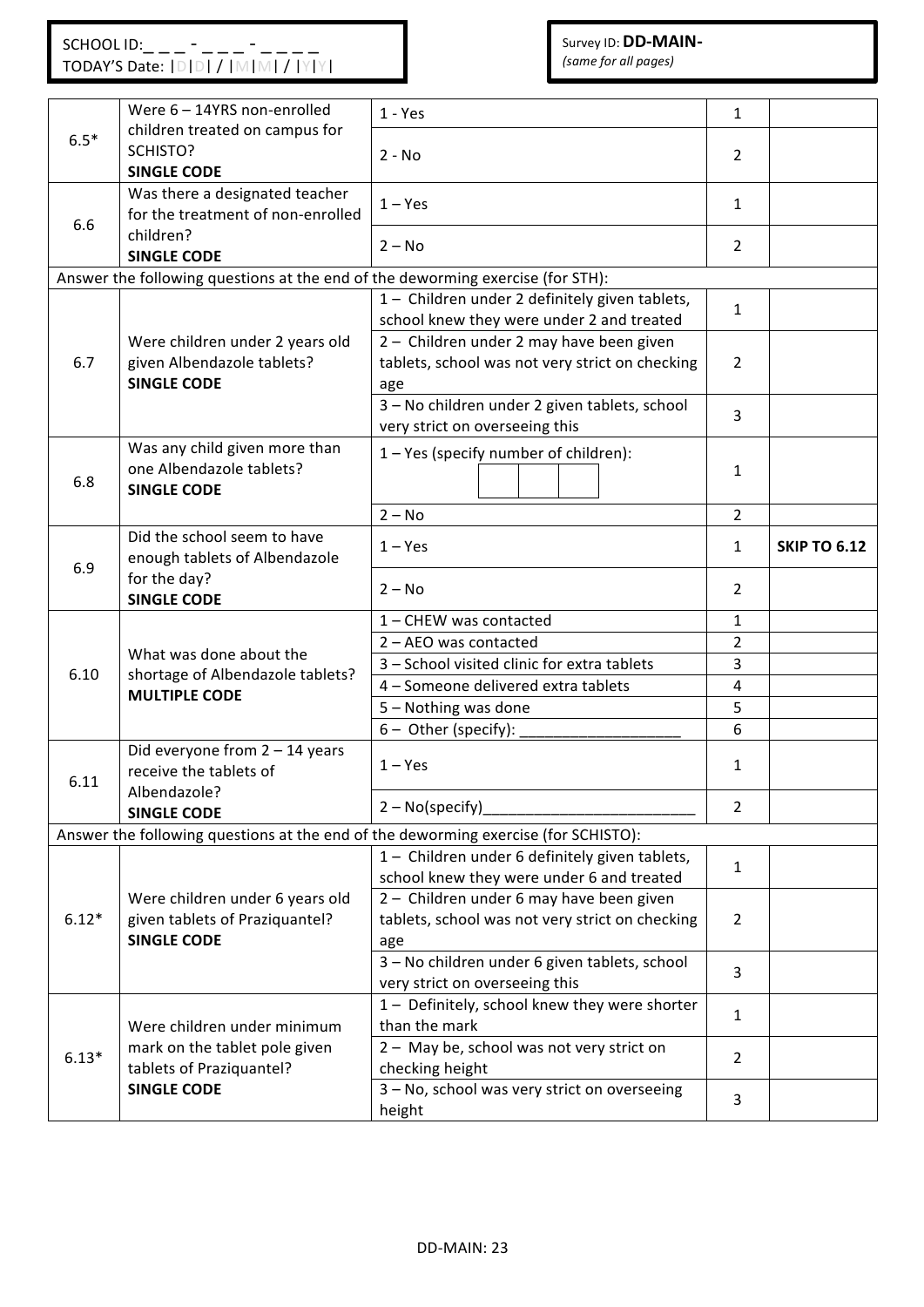SCHOOL ID:_ _ _ - _ _ _ - _ _ _ _
TODAY'S Date: |D|D| / |M|M| / |Y|Y|

Survey ID: **DD-MAIN-**
*(same for all pages)*

| | | | | |
|---|---|---|---|---|
| 6.5* | Were 6 – 14YRS non-enrolled children treated on campus for SCHISTO? **SINGLE CODE** | 1 - Yes | 1 | |
| | | 2 - No | 2 | |
| 6.6 | Was there a designated teacher for the treatment of non-enrolled children? **SINGLE CODE** | 1 – Yes | 1 | |
| | | 2 – No | 2 | |
| Answer the following questions at the end of the deworming exercise (for STH): | | | | |
| 6.7 | Were children under 2 years old given Albendazole tablets? **SINGLE CODE** | 1 – Children under 2 definitely given tablets, school knew they were under 2 and treated | 1 | |
| | | 2 – Children under 2 may have been given tablets, school was not very strict on checking age | 2 | |
| | | 3 – No children under 2 given tablets, school very strict on overseeing this | 3 | |
| 6.8 | Was any child given more than one Albendazole tablets? **SINGLE CODE** | 1 – Yes (specify number of children): [ ][ ][ ] | 1 | |
| | | 2 – No | 2 | |
| 6.9 | Did the school seem to have enough tablets of Albendazole for the day? **SINGLE CODE** | 1 – Yes | 1 | **SKIP TO 6.12** |
| | | 2 – No | 2 | |
| 6.10 | What was done about the shortage of Albendazole tablets? **MULTIPLE CODE** | 1 – CHEW was contacted | 1 | |
| | | 2 – AEO was contacted | 2 | |
| | | 3 – School visited clinic for extra tablets | 3 | |
| | | 4 – Someone delivered extra tablets | 4 | |
| | | 5 – Nothing was done | 5 | |
| | | 6 – Other (specify): ___________________ | 6 | |
| 6.11 | Did everyone from 2 – 14 years receive the tablets of Albendazole? **SINGLE CODE** | 1 – Yes | 1 | |
| | | 2 – No(specify)_________________________ | 2 | |
| Answer the following questions at the end of the deworming exercise (for SCHISTO): | | | | |
| 6.12* | Were children under 6 years old given tablets of Praziquantel? **SINGLE CODE** | 1 – Children under 6 definitely given tablets, school knew they were under 6 and treated | 1 | |
| | | 2 – Children under 6 may have been given tablets, school was not very strict on checking age | 2 | |
| | | 3 – No children under 6 given tablets, school very strict on overseeing this | 3 | |
| 6.13* | Were children under minimum mark on the tablet pole given tablets of Praziquantel? **SINGLE CODE** | 1 – Definitely, school knew they were shorter than the mark | 1 | |
| | | 2 – May be, school was not very strict on checking height | 2 | |
| | | 3 – No, school was very strict on overseeing height | 3 | |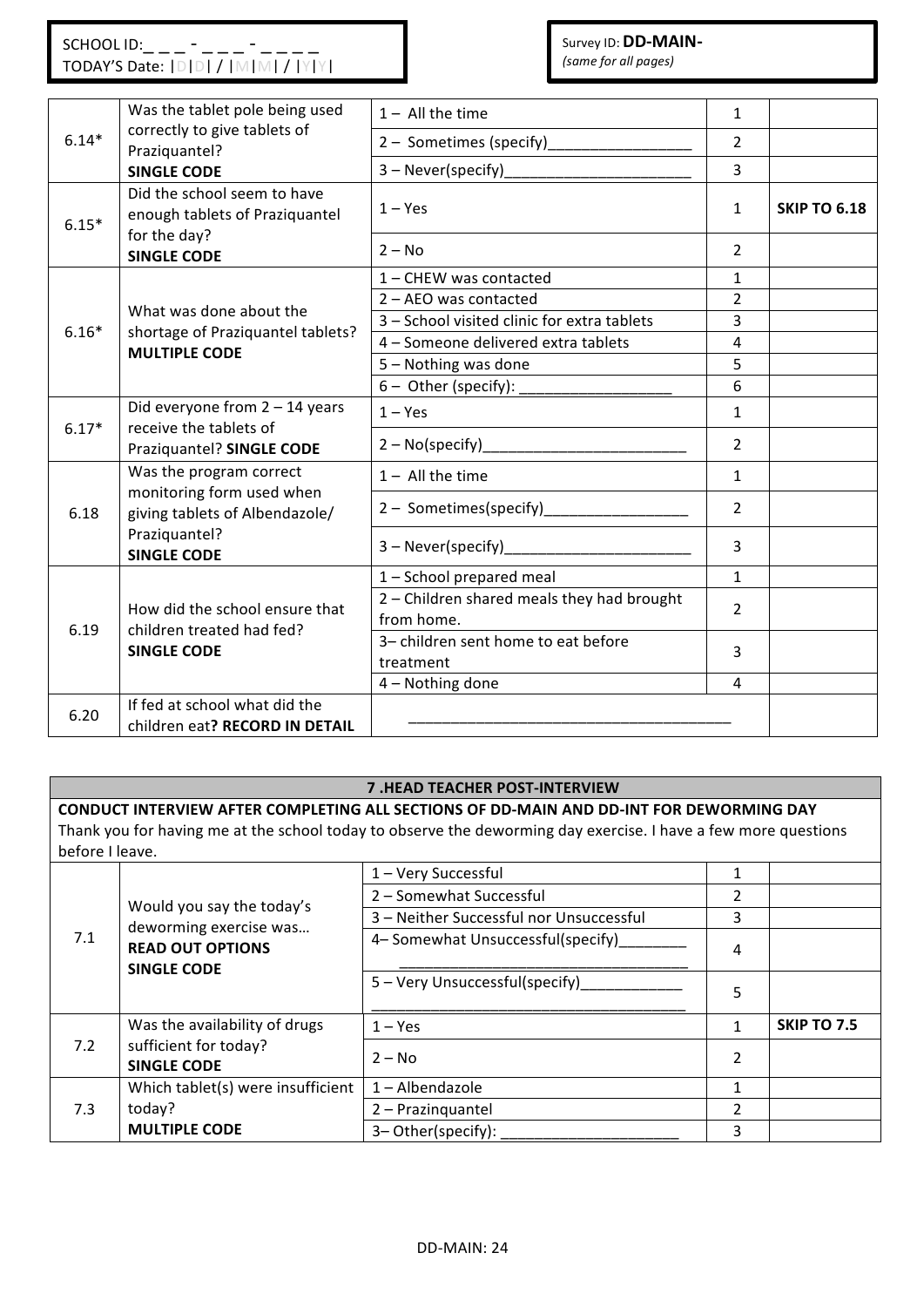SCHOOL ID: _ _ _ - _ _ _ - _ _ _ _
TODAY'S Date: |D|D| / |M|M| / |Y|Y|

Survey ID: **DD-MAIN-**
*(same for all pages)*

| | | | | |
|---|---|---|---|---|
| 6.14* | Was the tablet pole being used correctly to give tablets of Praziquantel? **SINGLE CODE** | 1 – All the time | 1 | |
| | | 2 – Sometimes (specify)_________________ | 2 | |
| | | 3 – Never(specify)_____________________ | 3 | |
| 6.15* | Did the school seem to have enough tablets of Praziquantel for the day? **SINGLE CODE** | 1 – Yes | 1 | **SKIP TO 6.18** |
| | | 2 – No | 2 | |
| 6.16* | What was done about the shortage of Praziquantel tablets? **MULTIPLE CODE** | 1 – CHEW was contacted | 1 | |
| | | 2 – AEO was contacted | 2 | |
| | | 3 – School visited clinic for extra tablets | 3 | |
| | | 4 – Someone delivered extra tablets | 4 | |
| | | 5 – Nothing was done | 5 | |
| | | 6 – Other (specify): __________________ | 6 | |
| 6.17* | Did everyone from 2 – 14 years receive the tablets of Praziquantel? **SINGLE CODE** | 1 – Yes | 1 | |
| | | 2 – No(specify)________________________ | 2 | |
| 6.18 | Was the program correct monitoring form used when giving tablets of Albendazole/ Praziquantel? **SINGLE CODE** | 1 – All the time | 1 | |
| | | 2 – Sometimes(specify)_________________ | 2 | |
| | | 3 – Never(specify)______________________ | 3 | |
| 6.19 | How did the school ensure that children treated had fed? **SINGLE CODE** | 1 – School prepared meal | 1 | |
| | | 2 – Children shared meals they had brought from home. | 2 | |
| | | 3– children sent home to eat before treatment | 3 | |
| | | 4 – Nothing done | 4 | |
| 6.20 | If fed at school what did the children eat? **RECORD IN DETAIL** | _____________________________________ | | |

## 7 .HEAD TEACHER POST-INTERVIEW

**CONDUCT INTERVIEW AFTER COMPLETING ALL SECTIONS OF DD-MAIN AND DD-INT FOR DEWORMING DAY**

Thank you for having me at the school today to observe the deworming day exercise. I have a few more questions before I leave.

| | | | | |
|---|---|---|---|---|
| 7.1 | Would you say the today's deworming exercise was… **READ OUT OPTIONS** **SINGLE CODE** | 1 – Very Successful | 1 | |
| | | 2 – Somewhat Successful | 2 | |
| | | 3 – Neither Successful nor Unsuccessful | 3 | |
| | | 4– Somewhat Unsuccessful(specify)________ ___________________________________ | 4 | |
| | | 5 – Very Unsuccessful(specify)____________ ___________________________________ | 5 | |
| 7.2 | Was the availability of drugs sufficient for today? **SINGLE CODE** | 1 – Yes | 1 | **SKIP TO 7.5** |
| | | 2 – No | 2 | |
| 7.3 | Which tablet(s) were insufficient today? **MULTIPLE CODE** | 1 – Albendazole | 1 | |
| | | 2 – Prazinquantel | 2 | |
| | | 3– Other(specify): _____________________ | 3 | |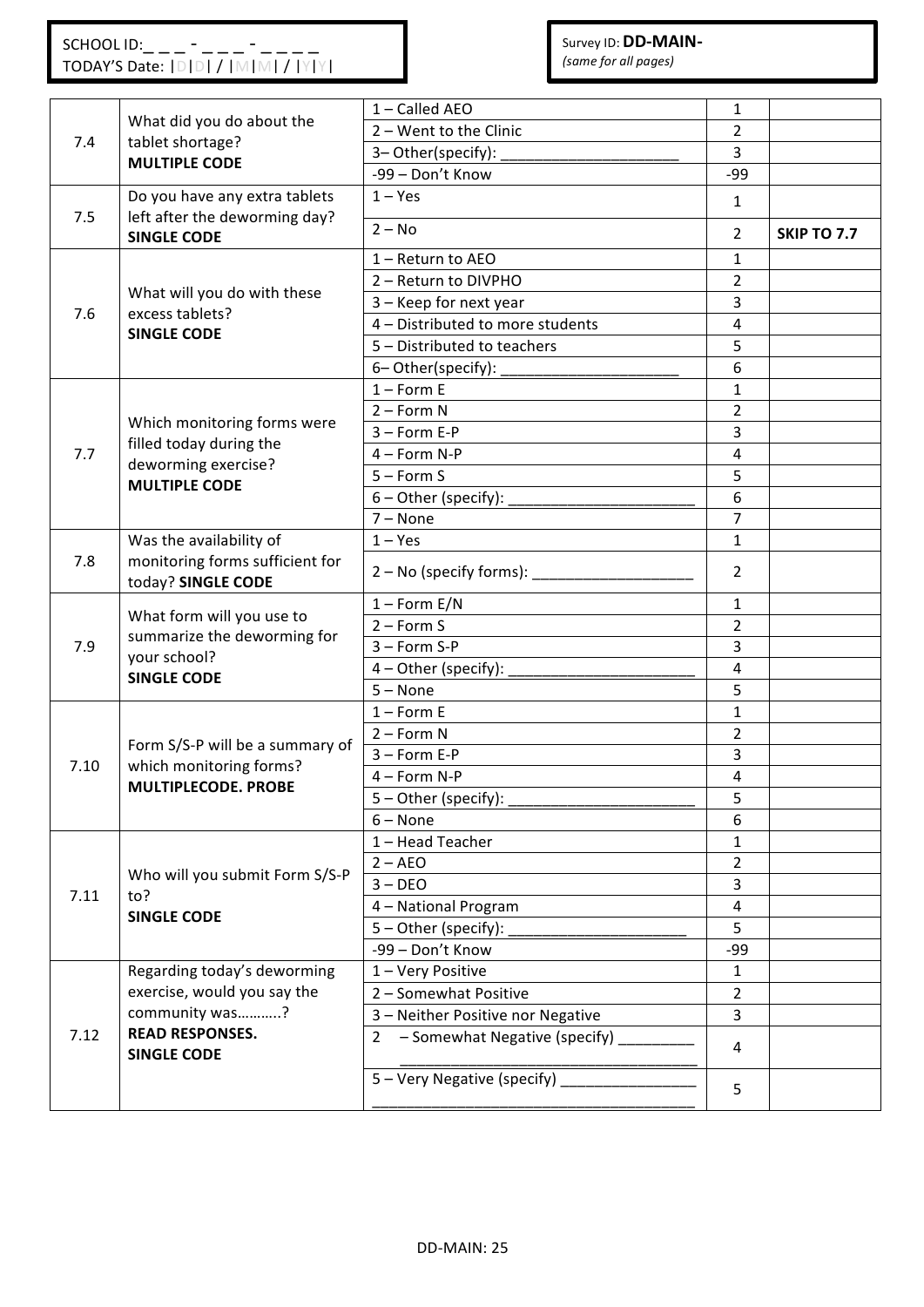SCHOOL ID:_ _ _ - _ _ _ - _ _ _ _
TODAY'S Date: |D|D| / |M|M| / |Y|Y|

Survey ID: **DD-MAIN-**
*(same for all pages)*

| | | | | |
|---|---|---|---|---|
| 7.4 | What did you do about the tablet shortage? **MULTIPLE CODE** | 1 – Called AEO | 1 | |
| | | 2 – Went to the Clinic | 2 | |
| | | 3– Other(specify): ______________________ | 3 | |
| | | -99 – Don't Know | -99 | |
| 7.5 | Do you have any extra tablets left after the deworming day? **SINGLE CODE** | 1 – Yes | 1 | |
| | | 2 – No | 2 | **SKIP TO 7.7** |
| 7.6 | What will you do with these excess tablets? **SINGLE CODE** | 1 – Return to AEO | 1 | |
| | | 2 – Return to DIVPHO | 2 | |
| | | 3 – Keep for next year | 3 | |
| | | 4 – Distributed to more students | 4 | |
| | | 5 – Distributed to teachers | 5 | |
| | | 6– Other(specify): _____________________ | 6 | |
| 7.7 | Which monitoring forms were filled today during the deworming exercise? **MULTIPLE CODE** | 1 – Form E | 1 | |
| | | 2 – Form N | 2 | |
| | | 3 – Form E-P | 3 | |
| | | 4 – Form N-P | 4 | |
| | | 5 – Form S | 5 | |
| | | 6 – Other (specify): _______________________ | 6 | |
| | | 7 – None | 7 | |
| 7.8 | Was the availability of monitoring forms sufficient for today? **SINGLE CODE** | 1 – Yes | 1 | |
| | | 2 – No (specify forms): ____________________ | 2 | |
| 7.9 | What form will you use to summarize the deworming for your school? **SINGLE CODE** | 1 – Form E/N | 1 | |
| | | 2 – Form S | 2 | |
| | | 3 – Form S-P | 3 | |
| | | 4 – Other (specify): _______________________ | 4 | |
| | | 5 – None | 5 | |
| 7.10 | Form S/S-P will be a summary of which monitoring forms? **MULTIPLECODE. PROBE** | 1 – Form E | 1 | |
| | | 2 – Form N | 2 | |
| | | 3 – Form E-P | 3 | |
| | | 4 – Form N-P | 4 | |
| | | 5 – Other (specify): _______________________ | 5 | |
| | | 6 – None | 6 | |
| 7.11 | Who will you submit Form S/S-P to? **SINGLE CODE** | 1 – Head Teacher | 1 | |
| | | 2 – AEO | 2 | |
| | | 3 – DEO | 3 | |
| | | 4 – National Program | 4 | |
| | | 5 – Other (specify): _____________________ | 5 | |
| | | -99 – Don't Know | -99 | |
| 7.12 | Regarding today's deworming exercise, would you say the community was………..? **READ RESPONSES. SINGLE CODE** | 1 – Very Positive | 1 | |
| | | 2 – Somewhat Positive | 2 | |
| | | 3 – Neither Positive nor Negative | 3 | |
| | | 2 – Somewhat Negative (specify) _________ ____________________________________ | 4 | |
| | | 5 – Very Negative (specify) ________________ ____________________________________ | 5 | |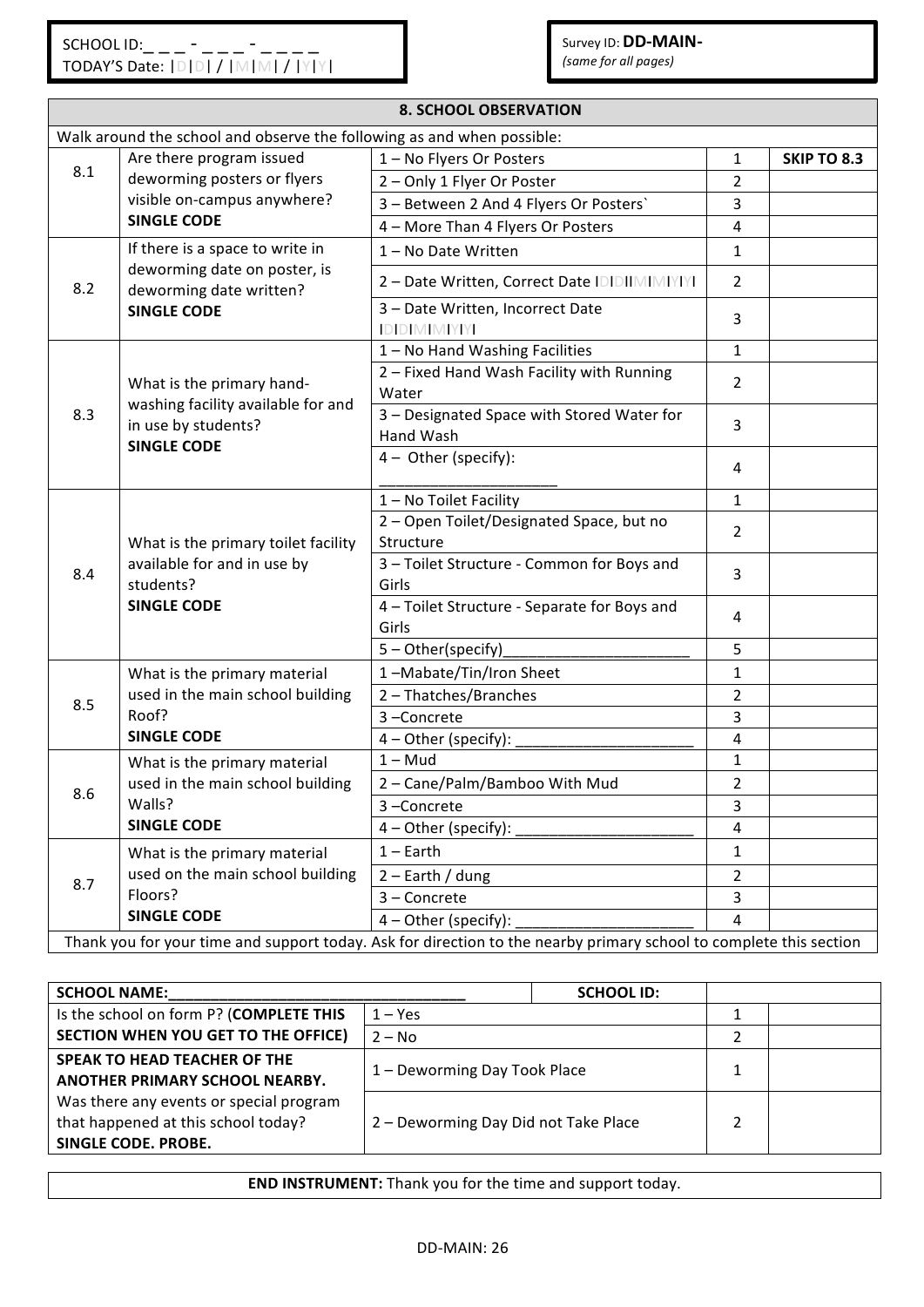SCHOOL ID: _ _ _ - _ _ _ - _ _ _ _
TODAY'S Date: |D|D| / |M|M| / |Y|Y|

Survey ID: **DD-MAIN-**
*(same for all pages)*

| **8. SCHOOL OBSERVATION** | | | | |
|---|---|---|---|---|
| Walk around the school and observe the following as and when possible: | | | | |
| 8.1 | Are there program issued deworming posters or flyers visible on-campus anywhere? **SINGLE CODE** | 1 – No Flyers Or Posters | 1 | **SKIP TO 8.3** |
| | | 2 – Only 1 Flyer Or Poster | 2 | |
| | | 3 – Between 2 And 4 Flyers Or Posters` | 3 | |
| | | 4 – More Than 4 Flyers Or Posters | 4 | |
| 8.2 | If there is a space to write in deworming date on poster, is deworming date written? **SINGLE CODE** | 1 – No Date Written | 1 | |
| | | 2 – Date Written, Correct Date ∣D∣D∣∣M∣M∣Y∣Y∣ | 2 | |
| | | 3 – Date Written, Incorrect Date ∣D∣D∣M∣M∣Y∣Y∣ | 3 | |
| 8.3 | What is the primary hand-washing facility available for and in use by students? **SINGLE CODE** | 1 – No Hand Washing Facilities | 1 | |
| | | 2 – Fixed Hand Wash Facility with Running Water | 2 | |
| | | 3 – Designated Space with Stored Water for Hand Wash | 3 | |
| | | 4 – Other (specify): ____________________ | 4 | |
| 8.4 | What is the primary toilet facility available for and in use by students? **SINGLE CODE** | 1 – No Toilet Facility | 1 | |
| | | 2 – Open Toilet/Designated Space, but no Structure | 2 | |
| | | 3 – Toilet Structure - Common for Boys and Girls | 3 | |
| | | 4 – Toilet Structure - Separate for Boys and Girls | 4 | |
| | | 5 – Other(specify)_____________________ | 5 | |
| 8.5 | What is the primary material used in the main school building Roof? **SINGLE CODE** | 1 –Mabate/Tin/Iron Sheet | 1 | |
| | | 2 – Thatches/Branches | 2 | |
| | | 3 –Concrete | 3 | |
| | | 4 – Other (specify): _____________________ | 4 | |
| 8.6 | What is the primary material used in the main school building Walls? **SINGLE CODE** | 1 – Mud | 1 | |
| | | 2 – Cane/Palm/Bamboo With Mud | 2 | |
| | | 3 –Concrete | 3 | |
| | | 4 – Other (specify): _____________________ | 4 | |
| 8.7 | What is the primary material used on the main school building Floors? **SINGLE CODE** | 1 – Earth | 1 | |
| | | 2 – Earth / dung | 2 | |
| | | 3 – Concrete | 3 | |
| | | 4 – Other (specify): _____________________ | 4 | |
| Thank you for your time and support today. Ask for direction to the nearby primary school to complete this section | | | | |

| **SCHOOL NAME:**_________________________________ | | **SCHOOL ID:** | |
|---|---|---|---|
| Is the school on form P? (**COMPLETE THIS SECTION WHEN YOU GET TO THE OFFICE)** | 1 – Yes | 1 | |
| | 2 – No | 2 | |
| **SPEAK TO HEAD TEACHER OF THE ANOTHER PRIMARY SCHOOL NEARBY.** Was there any events or special program that happened at this school today? **SINGLE CODE. PROBE.** | 1 – Deworming Day Took Place | 1 | |
| | 2 – Deworming Day Did not Take Place | 2 | |

**END INSTRUMENT:** Thank you for the time and support today.